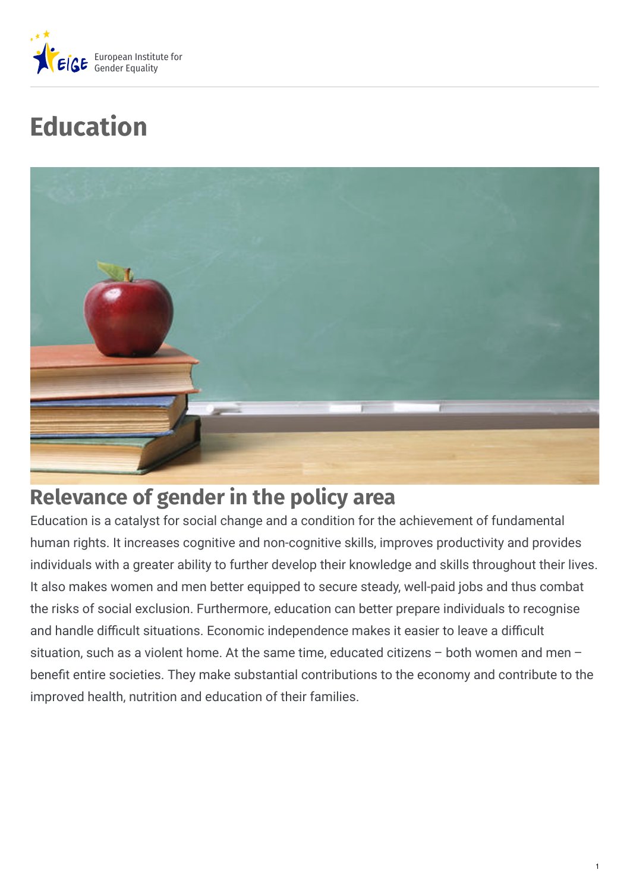European Institute for Gender Equality

# Education

## Relevance of gender in the policy area

Education is a catalyst for social change and a condition for the achievement of fundamental human rights. It increases cognitive and non-cognitive skills, improves productivity and provides individuals with a greater ability to further develop their knowledge and skills throughout their lives. It also makes women and men better equipped to secure steady, well-paid jobs and thus combat the risks of social exclusion. Furthermore, education can better prepare individuals to recognise and handle difficult situations. Economic independence makes it easier to leave a difficult situation, such as a violent home. At the same time, educated citizens – both women and men – benefit entire societies. They make substantial contributions to the economy and contribute to the improved health, nutrition and education of their families.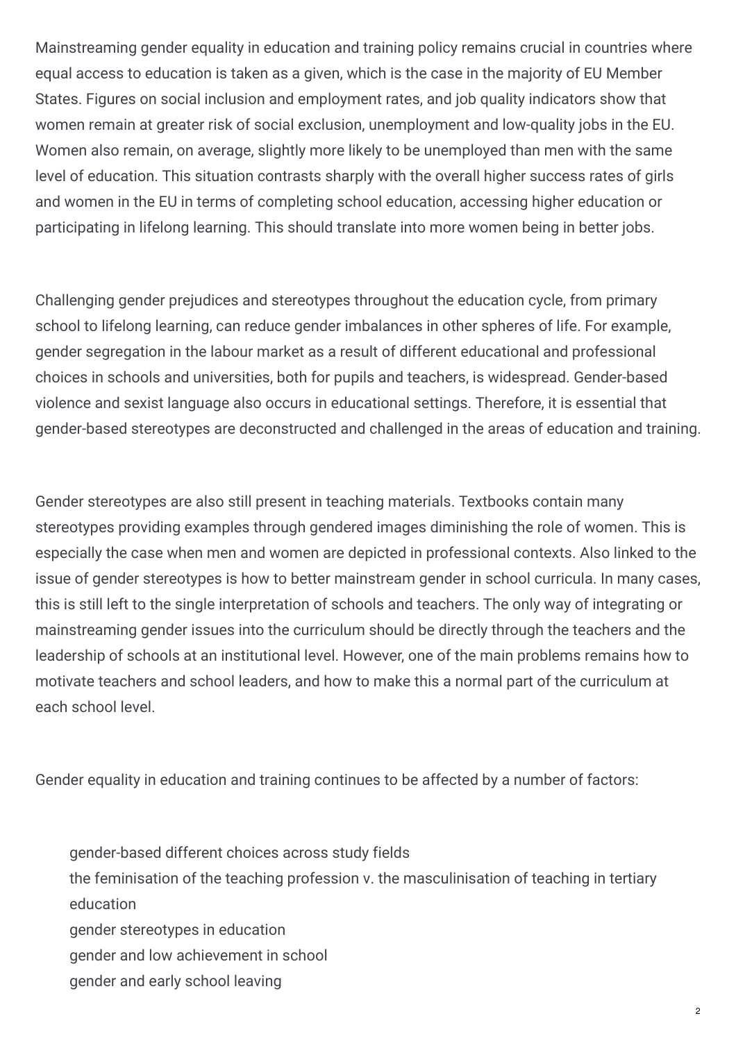Mainstreaming gender equality in education and training policy remains crucial in countries where equal access to education is taken as a given, which is the case in the majority of EU Member States. Figures on social inclusion and employment rates, and job quality indicators show that women remain at greater risk of social exclusion, unemployment and low-quality jobs in the EU. Women also remain, on average, slightly more likely to be unemployed than men with the same level of education. This situation contrasts sharply with the overall higher success rates of girls and women in the EU in terms of completing school education, accessing higher education or participating in lifelong learning. This should translate into more women being in better jobs.

Challenging gender prejudices and stereotypes throughout the education cycle, from primary school to lifelong learning, can reduce gender imbalances in other spheres of life. For example, gender segregation in the labour market as a result of different educational and professional choices in schools and universities, both for pupils and teachers, is widespread. Gender-based violence and sexist language also occurs in educational settings. Therefore, it is essential that gender-based stereotypes are deconstructed and challenged in the areas of education and training.

Gender stereotypes are also still present in teaching materials. Textbooks contain many stereotypes providing examples through gendered images diminishing the role of women. This is especially the case when men and women are depicted in professional contexts. Also linked to the issue of gender stereotypes is how to better mainstream gender in school curricula. In many cases, this is still left to the single interpretation of schools and teachers. The only way of integrating or mainstreaming gender issues into the curriculum should be directly through the teachers and the leadership of schools at an institutional level. However, one of the main problems remains how to motivate teachers and school leaders, and how to make this a normal part of the curriculum at each school level.

Gender equality in education and training continues to be affected by a number of factors:

- gender-based different choices across study fields
- the feminisation of the teaching profession v. the masculinisation of teaching in tertiary education
- gender stereotypes in education
- gender and low achievement in school
- gender and early school leaving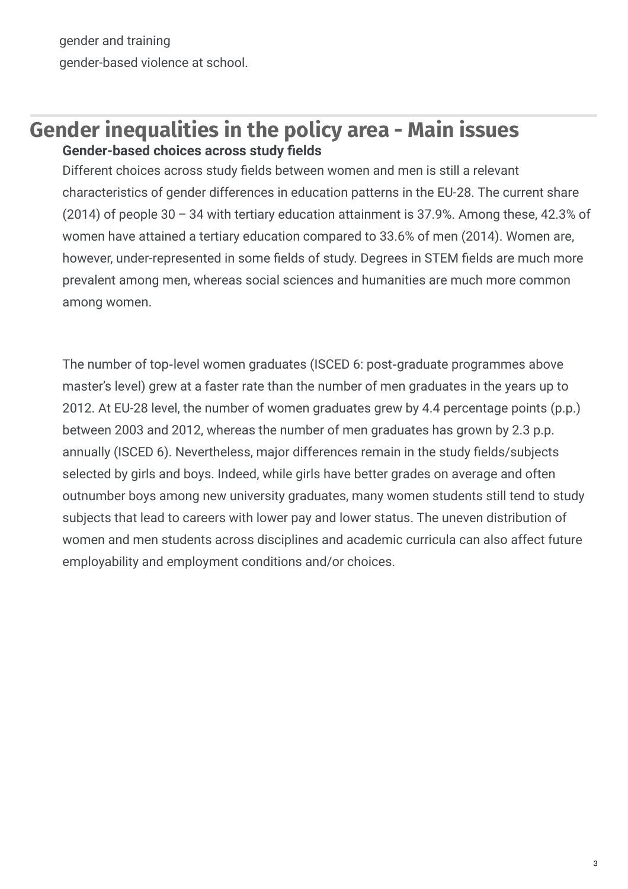gender and training

gender-based violence at school.

## Gender inequalities in the policy area - Main issues

### Gender-based choices across study fields

Different choices across study fields between women and men is still a relevant characteristics of gender differences in education patterns in the EU-28. The current share (2014) of people 30 – 34 with tertiary education attainment is 37.9%. Among these, 42.3% of women have attained a tertiary education compared to 33.6% of men (2014). Women are, however, under-represented in some fields of study. Degrees in STEM fields are much more prevalent among men, whereas social sciences and humanities are much more common among women.

The number of top-level women graduates (ISCED 6: post-graduate programmes above master's level) grew at a faster rate than the number of men graduates in the years up to 2012. At EU-28 level, the number of women graduates grew by 4.4 percentage points (p.p.) between 2003 and 2012, whereas the number of men graduates has grown by 2.3 p.p. annually (ISCED 6). Nevertheless, major differences remain in the study fields/subjects selected by girls and boys. Indeed, while girls have better grades on average and often outnumber boys among new university graduates, many women students still tend to study subjects that lead to careers with lower pay and lower status. The uneven distribution of women and men students across disciplines and academic curricula can also affect future employability and employment conditions and/or choices.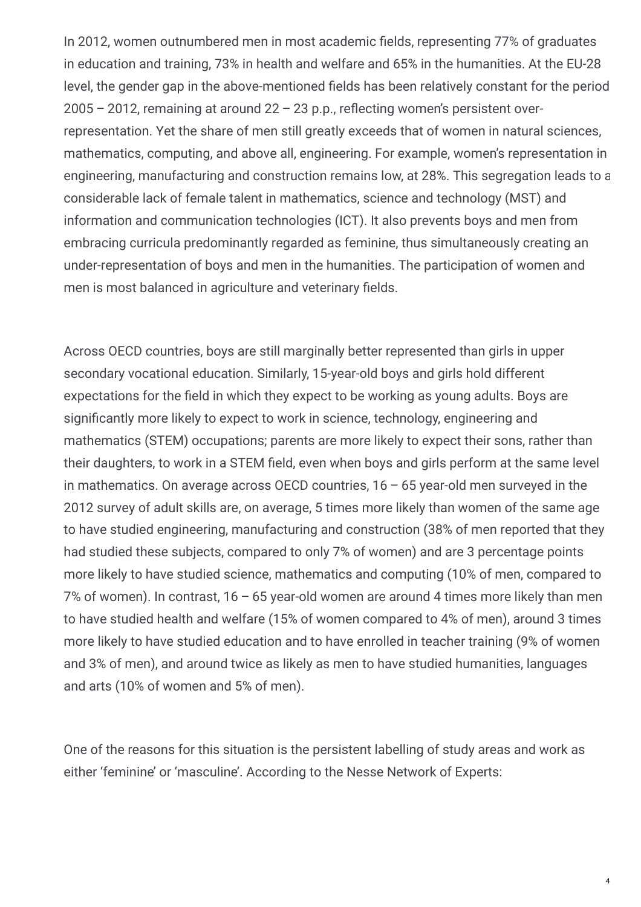In 2012, women outnumbered men in most academic fields, representing 77% of graduates in education and training, 73% in health and welfare and 65% in the humanities. At the EU-28 level, the gender gap in the above-mentioned fields has been relatively constant for the period 2005 – 2012, remaining at around 22 – 23 p.p., reflecting women's persistent over-representation. Yet the share of men still greatly exceeds that of women in natural sciences, mathematics, computing, and above all, engineering. For example, women's representation in engineering, manufacturing and construction remains low, at 28%. This segregation leads to a considerable lack of female talent in mathematics, science and technology (MST) and information and communication technologies (ICT). It also prevents boys and men from embracing curricula predominantly regarded as feminine, thus simultaneously creating an under-representation of boys and men in the humanities. The participation of women and men is most balanced in agriculture and veterinary fields.

Across OECD countries, boys are still marginally better represented than girls in upper secondary vocational education. Similarly, 15-year-old boys and girls hold different expectations for the field in which they expect to be working as young adults. Boys are significantly more likely to expect to work in science, technology, engineering and mathematics (STEM) occupations; parents are more likely to expect their sons, rather than their daughters, to work in a STEM field, even when boys and girls perform at the same level in mathematics. On average across OECD countries, 16 – 65 year-old men surveyed in the 2012 survey of adult skills are, on average, 5 times more likely than women of the same age to have studied engineering, manufacturing and construction (38% of men reported that they had studied these subjects, compared to only 7% of women) and are 3 percentage points more likely to have studied science, mathematics and computing (10% of men, compared to 7% of women). In contrast, 16 – 65 year-old women are around 4 times more likely than men to have studied health and welfare (15% of women compared to 4% of men), around 3 times more likely to have studied education and to have enrolled in teacher training (9% of women and 3% of men), and around twice as likely as men to have studied humanities, languages and arts (10% of women and 5% of men).

One of the reasons for this situation is the persistent labelling of study areas and work as either 'feminine' or 'masculine'. According to the Nesse Network of Experts: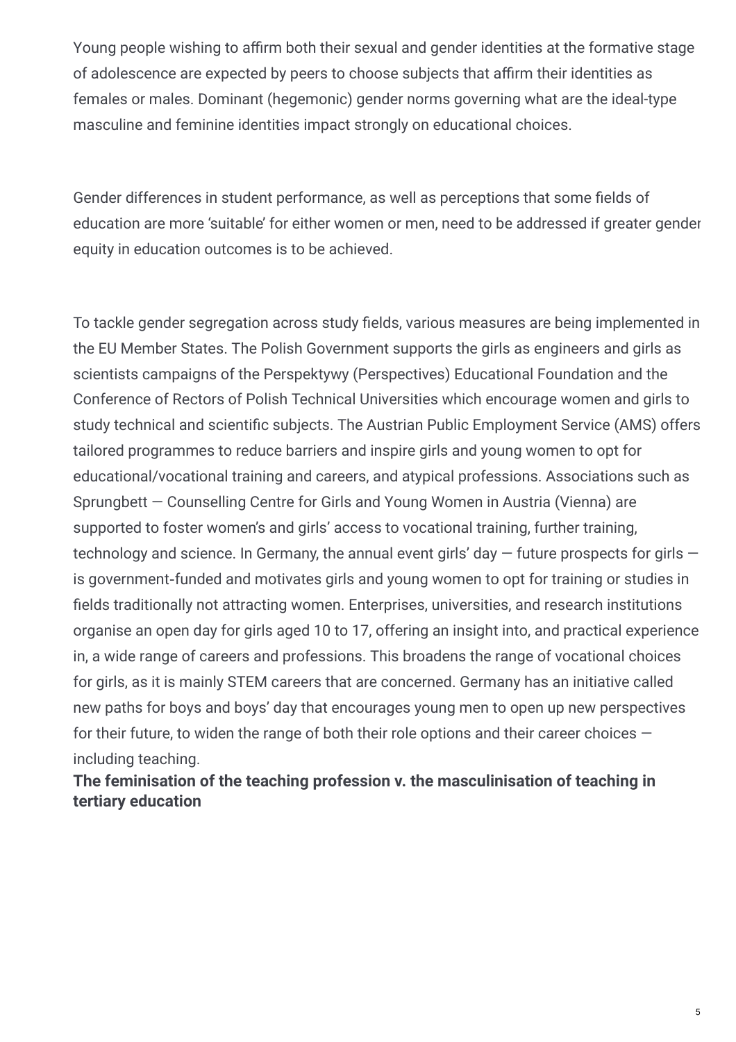Young people wishing to affirm both their sexual and gender identities at the formative stage of adolescence are expected by peers to choose subjects that affirm their identities as females or males. Dominant (hegemonic) gender norms governing what are the ideal-type masculine and feminine identities impact strongly on educational choices.

Gender differences in student performance, as well as perceptions that some fields of education are more 'suitable' for either women or men, need to be addressed if greater gender equity in education outcomes is to be achieved.

To tackle gender segregation across study fields, various measures are being implemented in the EU Member States. The Polish Government supports the girls as engineers and girls as scientists campaigns of the Perspektywy (Perspectives) Educational Foundation and the Conference of Rectors of Polish Technical Universities which encourage women and girls to study technical and scientific subjects. The Austrian Public Employment Service (AMS) offers tailored programmes to reduce barriers and inspire girls and young women to opt for educational/vocational training and careers, and atypical professions. Associations such as Sprungbett — Counselling Centre for Girls and Young Women in Austria (Vienna) are supported to foster women's and girls' access to vocational training, further training, technology and science. In Germany, the annual event girls' day — future prospects for girls — is government-funded and motivates girls and young women to opt for training or studies in fields traditionally not attracting women. Enterprises, universities, and research institutions organise an open day for girls aged 10 to 17, offering an insight into, and practical experience in, a wide range of careers and professions. This broadens the range of vocational choices for girls, as it is mainly STEM careers that are concerned. Germany has an initiative called new paths for boys and boys' day that encourages young men to open up new perspectives for their future, to widen the range of both their role options and their career choices — including teaching.

**The feminisation of the teaching profession v. the masculinisation of teaching in tertiary education**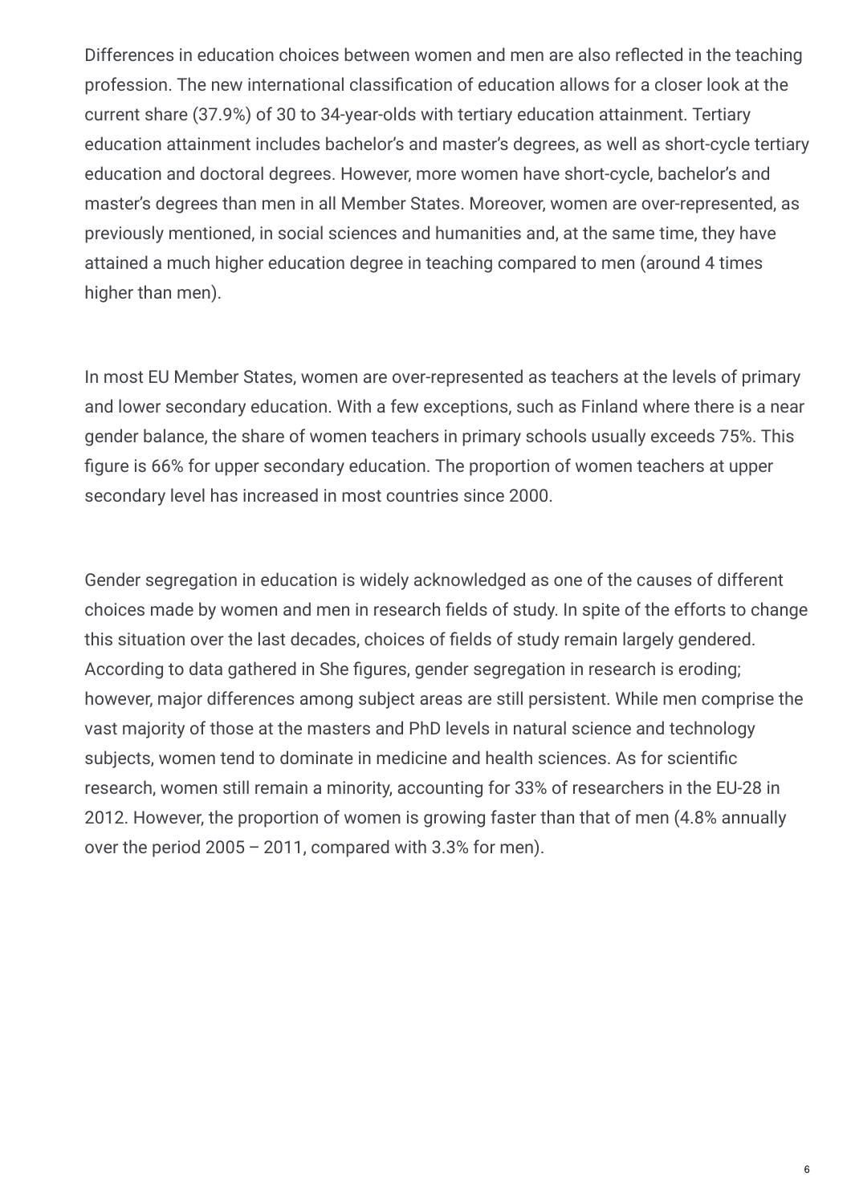Differences in education choices between women and men are also reflected in the teaching profession. The new international classification of education allows for a closer look at the current share (37.9%) of 30 to 34-year-olds with tertiary education attainment. Tertiary education attainment includes bachelor's and master's degrees, as well as short-cycle tertiary education and doctoral degrees. However, more women have short-cycle, bachelor's and master's degrees than men in all Member States. Moreover, women are over-represented, as previously mentioned, in social sciences and humanities and, at the same time, they have attained a much higher education degree in teaching compared to men (around 4 times higher than men).

In most EU Member States, women are over-represented as teachers at the levels of primary and lower secondary education. With a few exceptions, such as Finland where there is a near gender balance, the share of women teachers in primary schools usually exceeds 75%. This figure is 66% for upper secondary education. The proportion of women teachers at upper secondary level has increased in most countries since 2000.

Gender segregation in education is widely acknowledged as one of the causes of different choices made by women and men in research fields of study. In spite of the efforts to change this situation over the last decades, choices of fields of study remain largely gendered. According to data gathered in She figures, gender segregation in research is eroding; however, major differences among subject areas are still persistent. While men comprise the vast majority of those at the masters and PhD levels in natural science and technology subjects, women tend to dominate in medicine and health sciences. As for scientific research, women still remain a minority, accounting for 33% of researchers in the EU-28 in 2012. However, the proportion of women is growing faster than that of men (4.8% annually over the period 2005 – 2011, compared with 3.3% for men).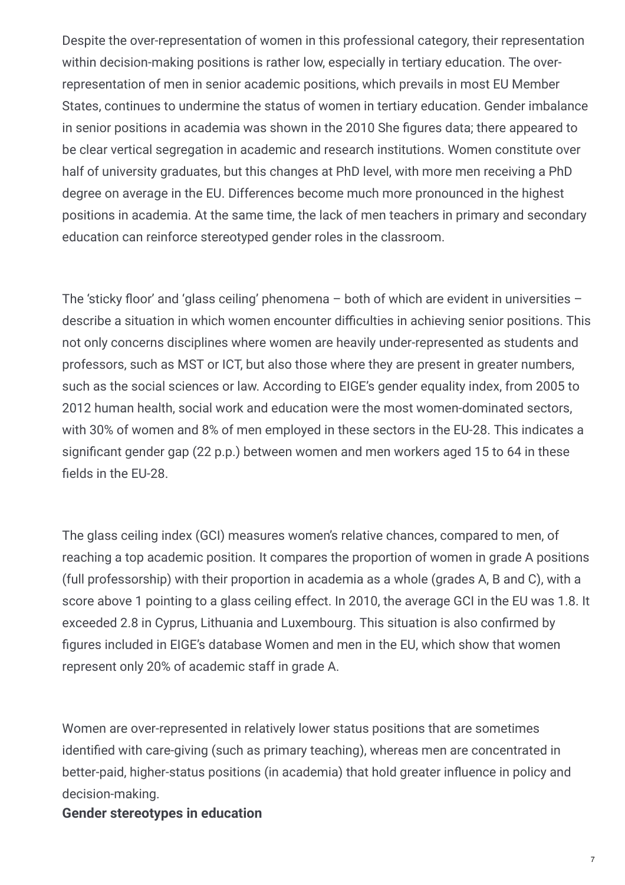Despite the over-representation of women in this professional category, their representation within decision-making positions is rather low, especially in tertiary education. The over-representation of men in senior academic positions, which prevails in most EU Member States, continues to undermine the status of women in tertiary education. Gender imbalance in senior positions in academia was shown in the 2010 She figures data; there appeared to be clear vertical segregation in academic and research institutions. Women constitute over half of university graduates, but this changes at PhD level, with more men receiving a PhD degree on average in the EU. Differences become much more pronounced in the highest positions in academia. At the same time, the lack of men teachers in primary and secondary education can reinforce stereotyped gender roles in the classroom.

The 'sticky floor' and 'glass ceiling' phenomena – both of which are evident in universities – describe a situation in which women encounter difficulties in achieving senior positions. This not only concerns disciplines where women are heavily under-represented as students and professors, such as MST or ICT, but also those where they are present in greater numbers, such as the social sciences or law. According to EIGE's gender equality index, from 2005 to 2012 human health, social work and education were the most women-dominated sectors, with 30% of women and 8% of men employed in these sectors in the EU-28. This indicates a significant gender gap (22 p.p.) between women and men workers aged 15 to 64 in these fields in the EU-28.

The glass ceiling index (GCI) measures women's relative chances, compared to men, of reaching a top academic position. It compares the proportion of women in grade A positions (full professorship) with their proportion in academia as a whole (grades A, B and C), with a score above 1 pointing to a glass ceiling effect. In 2010, the average GCI in the EU was 1.8. It exceeded 2.8 in Cyprus, Lithuania and Luxembourg. This situation is also confirmed by figures included in EIGE's database Women and men in the EU, which show that women represent only 20% of academic staff in grade A.

Women are over-represented in relatively lower status positions that are sometimes identified with care-giving (such as primary teaching), whereas men are concentrated in better-paid, higher-status positions (in academia) that hold greater influence in policy and decision-making.

**Gender stereotypes in education**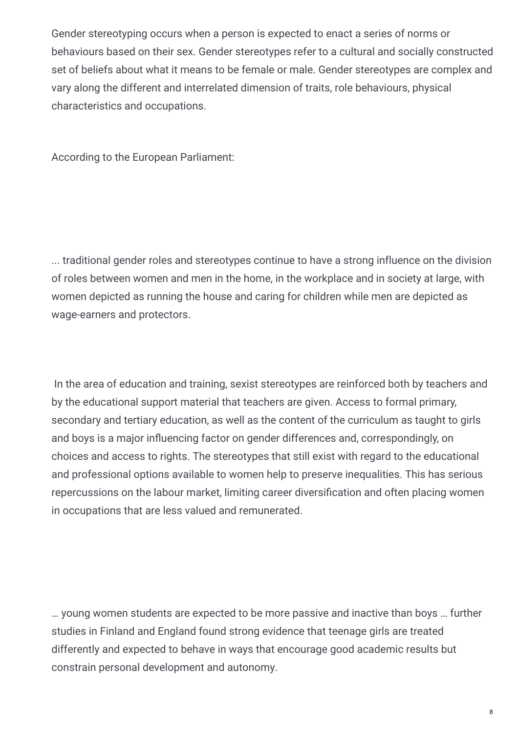Gender stereotyping occurs when a person is expected to enact a series of norms or behaviours based on their sex. Gender stereotypes refer to a cultural and socially constructed set of beliefs about what it means to be female or male. Gender stereotypes are complex and vary along the different and interrelated dimension of traits, role behaviours, physical characteristics and occupations.

According to the European Parliament:

... traditional gender roles and stereotypes continue to have a strong influence on the division of roles between women and men in the home, in the workplace and in society at large, with women depicted as running the house and caring for children while men are depicted as wage-earners and protectors.

In the area of education and training, sexist stereotypes are reinforced both by teachers and by the educational support material that teachers are given. Access to formal primary, secondary and tertiary education, as well as the content of the curriculum as taught to girls and boys is a major influencing factor on gender differences and, correspondingly, on choices and access to rights. The stereotypes that still exist with regard to the educational and professional options available to women help to preserve inequalities. This has serious repercussions on the labour market, limiting career diversification and often placing women in occupations that are less valued and remunerated.

… young women students are expected to be more passive and inactive than boys … further studies in Finland and England found strong evidence that teenage girls are treated differently and expected to behave in ways that encourage good academic results but constrain personal development and autonomy.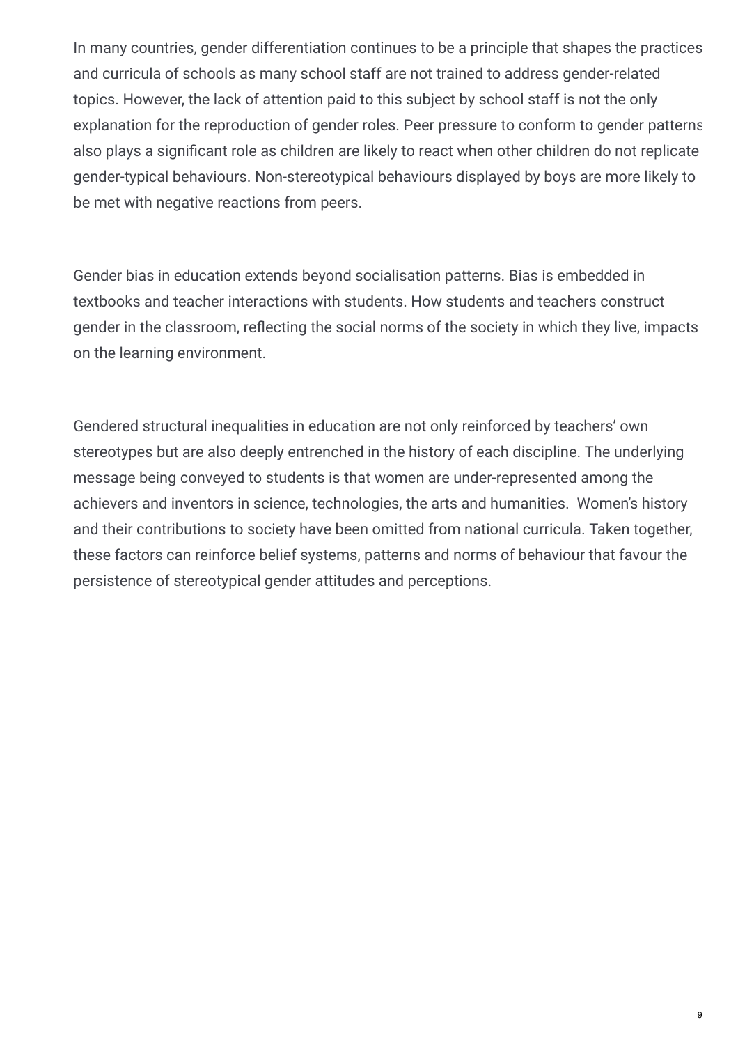In many countries, gender differentiation continues to be a principle that shapes the practices and curricula of schools as many school staff are not trained to address gender-related topics. However, the lack of attention paid to this subject by school staff is not the only explanation for the reproduction of gender roles. Peer pressure to conform to gender patterns also plays a significant role as children are likely to react when other children do not replicate gender-typical behaviours. Non-stereotypical behaviours displayed by boys are more likely to be met with negative reactions from peers.

Gender bias in education extends beyond socialisation patterns. Bias is embedded in textbooks and teacher interactions with students. How students and teachers construct gender in the classroom, reflecting the social norms of the society in which they live, impacts on the learning environment.

Gendered structural inequalities in education are not only reinforced by teachers' own stereotypes but are also deeply entrenched in the history of each discipline. The underlying message being conveyed to students is that women are under-represented among the achievers and inventors in science, technologies, the arts and humanities. Women's history and their contributions to society have been omitted from national curricula. Taken together, these factors can reinforce belief systems, patterns and norms of behaviour that favour the persistence of stereotypical gender attitudes and perceptions.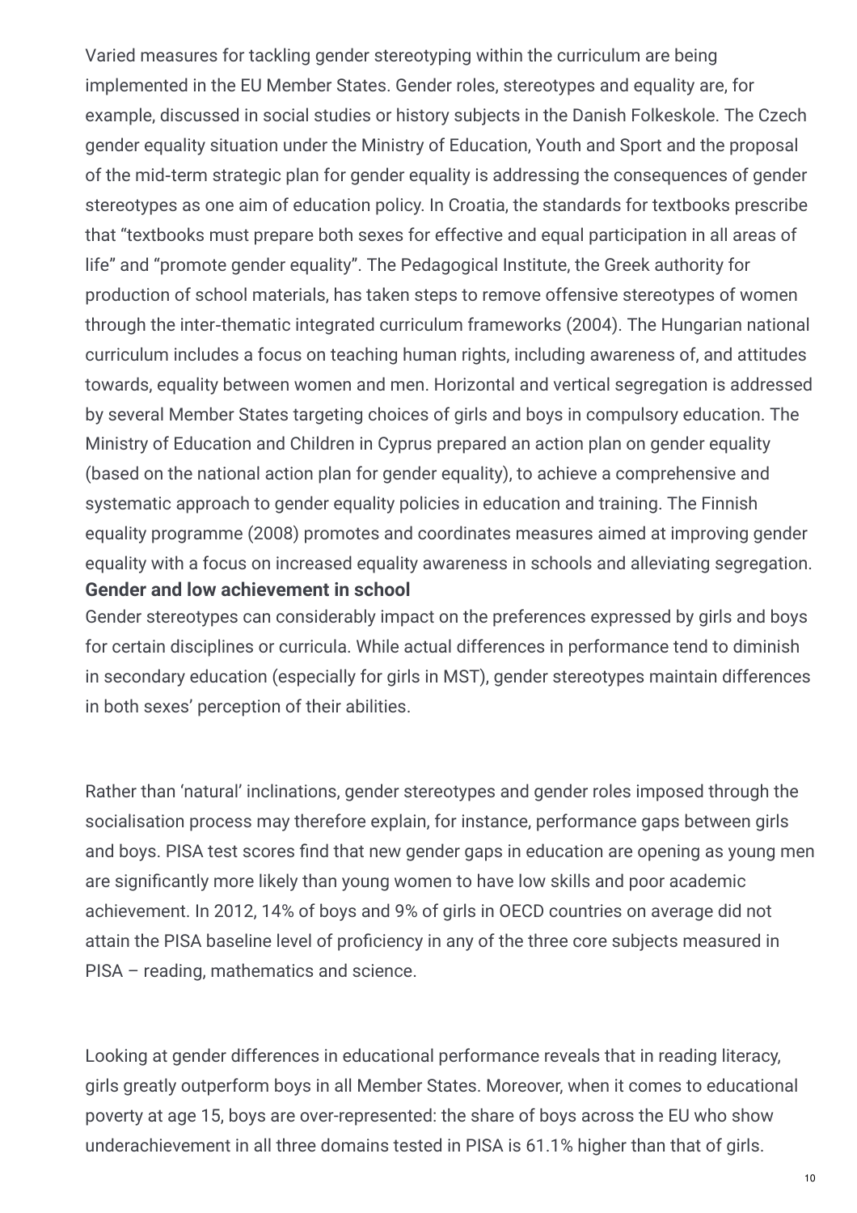Varied measures for tackling gender stereotyping within the curriculum are being implemented in the EU Member States. Gender roles, stereotypes and equality are, for example, discussed in social studies or history subjects in the Danish Folkeskole. The Czech gender equality situation under the Ministry of Education, Youth and Sport and the proposal of the mid-term strategic plan for gender equality is addressing the consequences of gender stereotypes as one aim of education policy. In Croatia, the standards for textbooks prescribe that "textbooks must prepare both sexes for effective and equal participation in all areas of life" and "promote gender equality". The Pedagogical Institute, the Greek authority for production of school materials, has taken steps to remove offensive stereotypes of women through the inter-thematic integrated curriculum frameworks (2004). The Hungarian national curriculum includes a focus on teaching human rights, including awareness of, and attitudes towards, equality between women and men. Horizontal and vertical segregation is addressed by several Member States targeting choices of girls and boys in compulsory education. The Ministry of Education and Children in Cyprus prepared an action plan on gender equality (based on the national action plan for gender equality), to achieve a comprehensive and systematic approach to gender equality policies in education and training. The Finnish equality programme (2008) promotes and coordinates measures aimed at improving gender equality with a focus on increased equality awareness in schools and alleviating segregation.

**Gender and low achievement in school**

Gender stereotypes can considerably impact on the preferences expressed by girls and boys for certain disciplines or curricula. While actual differences in performance tend to diminish in secondary education (especially for girls in MST), gender stereotypes maintain differences in both sexes' perception of their abilities.

Rather than 'natural' inclinations, gender stereotypes and gender roles imposed through the socialisation process may therefore explain, for instance, performance gaps between girls and boys. PISA test scores find that new gender gaps in education are opening as young men are significantly more likely than young women to have low skills and poor academic achievement. In 2012, 14% of boys and 9% of girls in OECD countries on average did not attain the PISA baseline level of proficiency in any of the three core subjects measured in PISA – reading, mathematics and science.

Looking at gender differences in educational performance reveals that in reading literacy, girls greatly outperform boys in all Member States. Moreover, when it comes to educational poverty at age 15, boys are over-represented: the share of boys across the EU who show underachievement in all three domains tested in PISA is 61.1% higher than that of girls.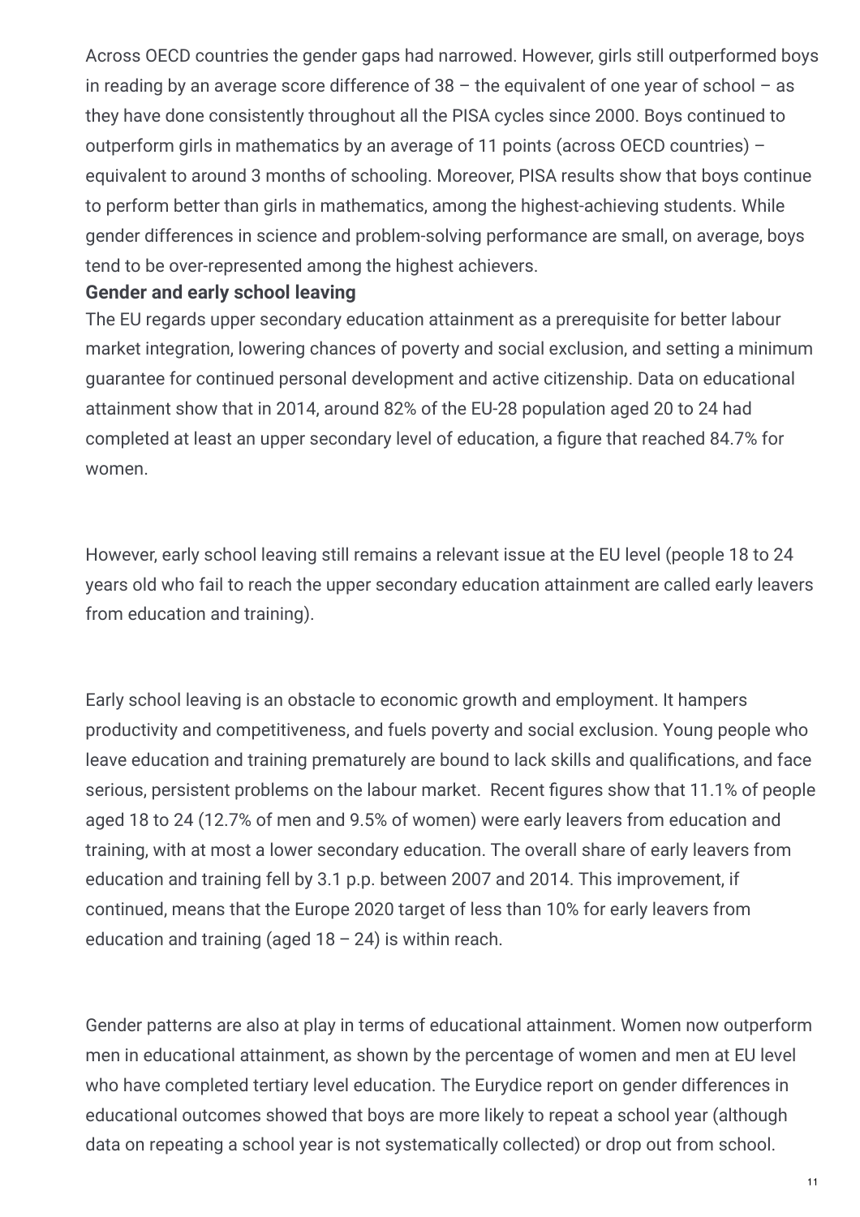Across OECD countries the gender gaps had narrowed. However, girls still outperformed boys in reading by an average score difference of 38 – the equivalent of one year of school – as they have done consistently throughout all the PISA cycles since 2000. Boys continued to outperform girls in mathematics by an average of 11 points (across OECD countries) – equivalent to around 3 months of schooling. Moreover, PISA results show that boys continue to perform better than girls in mathematics, among the highest-achieving students. While gender differences in science and problem-solving performance are small, on average, boys tend to be over-represented among the highest achievers.

**Gender and early school leaving**

The EU regards upper secondary education attainment as a prerequisite for better labour market integration, lowering chances of poverty and social exclusion, and setting a minimum guarantee for continued personal development and active citizenship. Data on educational attainment show that in 2014, around 82% of the EU-28 population aged 20 to 24 had completed at least an upper secondary level of education, a figure that reached 84.7% for women.

However, early school leaving still remains a relevant issue at the EU level (people 18 to 24 years old who fail to reach the upper secondary education attainment are called early leavers from education and training).

Early school leaving is an obstacle to economic growth and employment. It hampers productivity and competitiveness, and fuels poverty and social exclusion. Young people who leave education and training prematurely are bound to lack skills and qualifications, and face serious, persistent problems on the labour market. Recent figures show that 11.1% of people aged 18 to 24 (12.7% of men and 9.5% of women) were early leavers from education and training, with at most a lower secondary education. The overall share of early leavers from education and training fell by 3.1 p.p. between 2007 and 2014. This improvement, if continued, means that the Europe 2020 target of less than 10% for early leavers from education and training (aged 18 – 24) is within reach.

Gender patterns are also at play in terms of educational attainment. Women now outperform men in educational attainment, as shown by the percentage of women and men at EU level who have completed tertiary level education. The Eurydice report on gender differences in educational outcomes showed that boys are more likely to repeat a school year (although data on repeating a school year is not systematically collected) or drop out from school.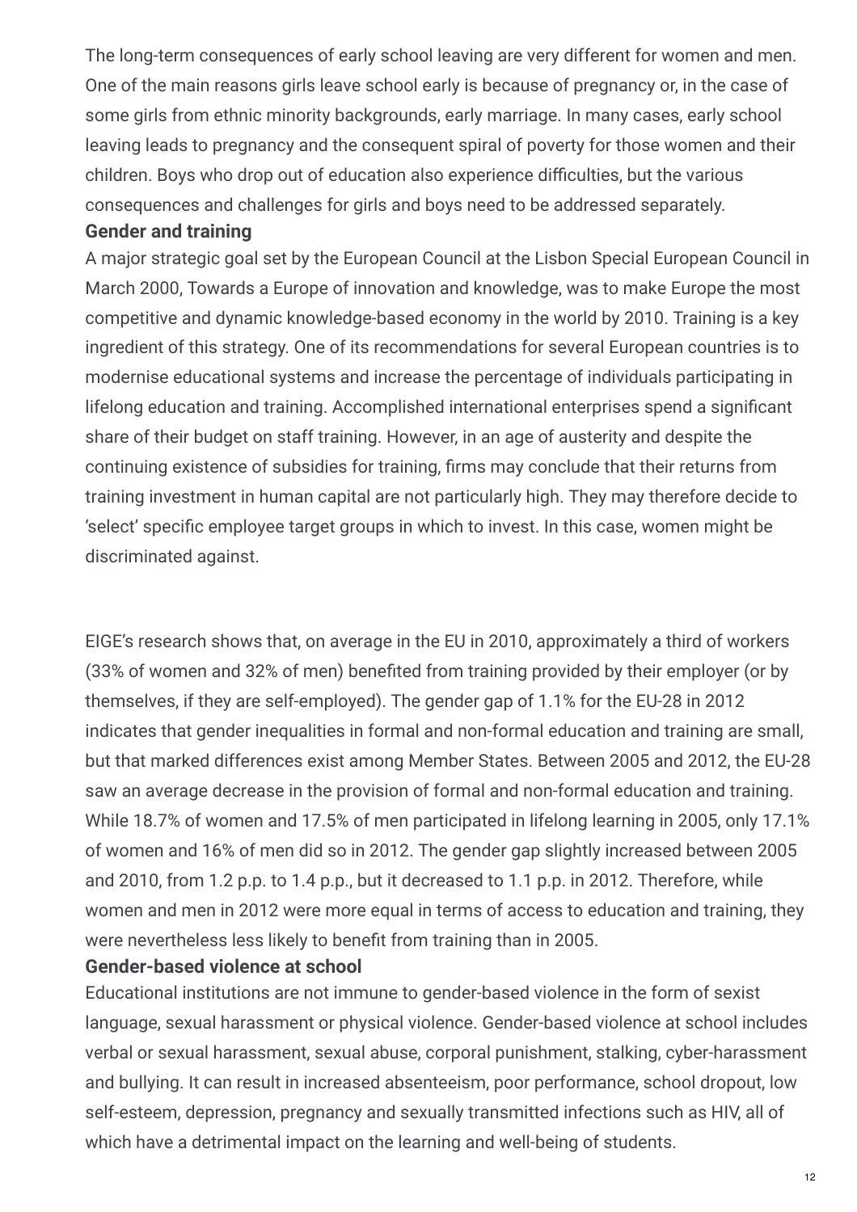The long-term consequences of early school leaving are very different for women and men. One of the main reasons girls leave school early is because of pregnancy or, in the case of some girls from ethnic minority backgrounds, early marriage. In many cases, early school leaving leads to pregnancy and the consequent spiral of poverty for those women and their children. Boys who drop out of education also experience difficulties, but the various consequences and challenges for girls and boys need to be addressed separately.

**Gender and training**

A major strategic goal set by the European Council at the Lisbon Special European Council in March 2000, Towards a Europe of innovation and knowledge, was to make Europe the most competitive and dynamic knowledge-based economy in the world by 2010. Training is a key ingredient of this strategy. One of its recommendations for several European countries is to modernise educational systems and increase the percentage of individuals participating in lifelong education and training. Accomplished international enterprises spend a significant share of their budget on staff training. However, in an age of austerity and despite the continuing existence of subsidies for training, firms may conclude that their returns from training investment in human capital are not particularly high. They may therefore decide to 'select' specific employee target groups in which to invest. In this case, women might be discriminated against.

EIGE's research shows that, on average in the EU in 2010, approximately a third of workers (33% of women and 32% of men) benefited from training provided by their employer (or by themselves, if they are self-employed). The gender gap of 1.1% for the EU-28 in 2012 indicates that gender inequalities in formal and non-formal education and training are small, but that marked differences exist among Member States. Between 2005 and 2012, the EU-28 saw an average decrease in the provision of formal and non-formal education and training. While 18.7% of women and 17.5% of men participated in lifelong learning in 2005, only 17.1% of women and 16% of men did so in 2012. The gender gap slightly increased between 2005 and 2010, from 1.2 p.p. to 1.4 p.p., but it decreased to 1.1 p.p. in 2012. Therefore, while women and men in 2012 were more equal in terms of access to education and training, they were nevertheless less likely to benefit from training than in 2005.

**Gender-based violence at school**

Educational institutions are not immune to gender-based violence in the form of sexist language, sexual harassment or physical violence. Gender-based violence at school includes verbal or sexual harassment, sexual abuse, corporal punishment, stalking, cyber-harassment and bullying. It can result in increased absenteeism, poor performance, school dropout, low self-esteem, depression, pregnancy and sexually transmitted infections such as HIV, all of which have a detrimental impact on the learning and well-being of students.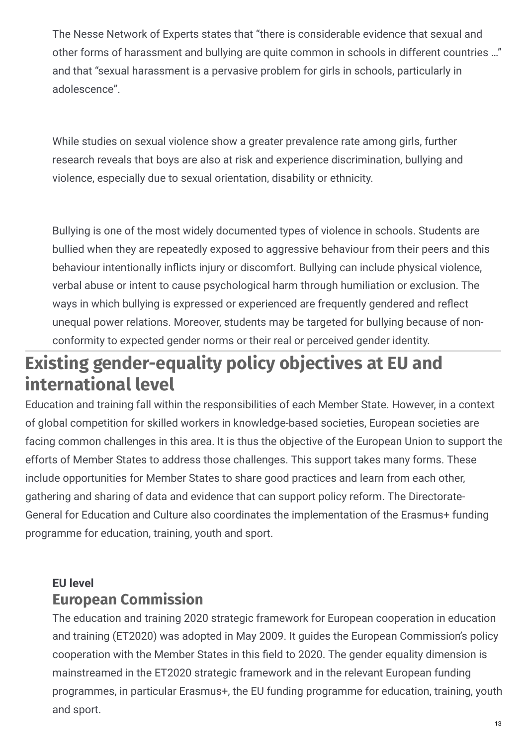The Nesse Network of Experts states that "there is considerable evidence that sexual and other forms of harassment and bullying are quite common in schools in different countries …" and that "sexual harassment is a pervasive problem for girls in schools, particularly in adolescence".

While studies on sexual violence show a greater prevalence rate among girls, further research reveals that boys are also at risk and experience discrimination, bullying and violence, especially due to sexual orientation, disability or ethnicity.

Bullying is one of the most widely documented types of violence in schools. Students are bullied when they are repeatedly exposed to aggressive behaviour from their peers and this behaviour intentionally inflicts injury or discomfort. Bullying can include physical violence, verbal abuse or intent to cause psychological harm through humiliation or exclusion. The ways in which bullying is expressed or experienced are frequently gendered and reflect unequal power relations. Moreover, students may be targeted for bullying because of non-conformity to expected gender norms or their real or perceived gender identity.

## Existing gender-equality policy objectives at EU and international level

Education and training fall within the responsibilities of each Member State. However, in a context of global competition for skilled workers in knowledge-based societies, European societies are facing common challenges in this area. It is thus the objective of the European Union to support the efforts of Member States to address those challenges. This support takes many forms. These include opportunities for Member States to share good practices and learn from each other, gathering and sharing of data and evidence that can support policy reform. The Directorate-General for Education and Culture also coordinates the implementation of the Erasmus+ funding programme for education, training, youth and sport.

#### EU level

### European Commission

The education and training 2020 strategic framework for European cooperation in education and training (ET2020) was adopted in May 2009. It guides the European Commission's policy cooperation with the Member States in this field to 2020. The gender equality dimension is mainstreamed in the ET2020 strategic framework and in the relevant European funding programmes, in particular Erasmus+, the EU funding programme for education, training, youth and sport.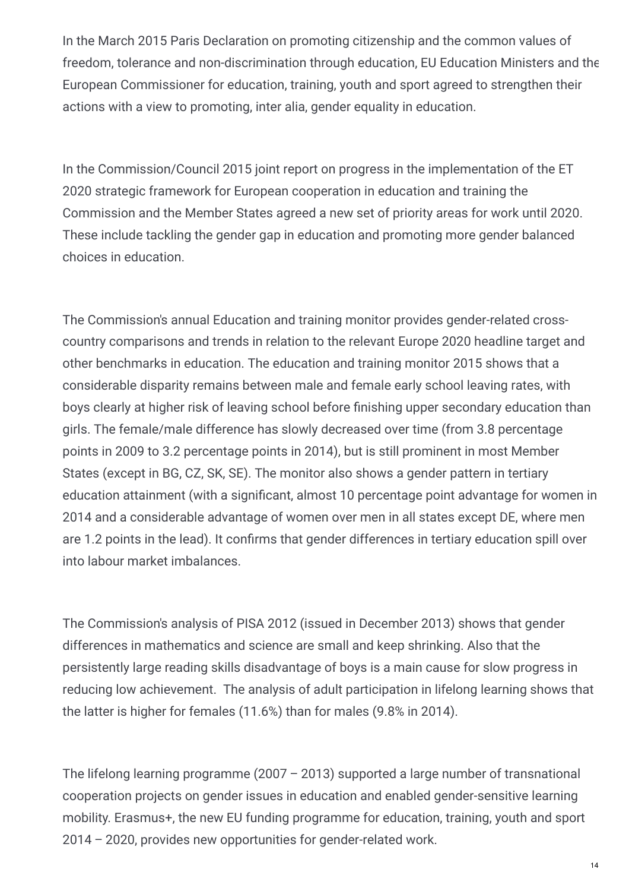In the March 2015 Paris Declaration on promoting citizenship and the common values of freedom, tolerance and non-discrimination through education, EU Education Ministers and the European Commissioner for education, training, youth and sport agreed to strengthen their actions with a view to promoting, inter alia, gender equality in education.

In the Commission/Council 2015 joint report on progress in the implementation of the ET 2020 strategic framework for European cooperation in education and training the Commission and the Member States agreed a new set of priority areas for work until 2020. These include tackling the gender gap in education and promoting more gender balanced choices in education.

The Commission's annual Education and training monitor provides gender-related cross-country comparisons and trends in relation to the relevant Europe 2020 headline target and other benchmarks in education. The education and training monitor 2015 shows that a considerable disparity remains between male and female early school leaving rates, with boys clearly at higher risk of leaving school before finishing upper secondary education than girls. The female/male difference has slowly decreased over time (from 3.8 percentage points in 2009 to 3.2 percentage points in 2014), but is still prominent in most Member States (except in BG, CZ, SK, SE). The monitor also shows a gender pattern in tertiary education attainment (with a significant, almost 10 percentage point advantage for women in 2014 and a considerable advantage of women over men in all states except DE, where men are 1.2 points in the lead). It confirms that gender differences in tertiary education spill over into labour market imbalances.

The Commission's analysis of PISA 2012 (issued in December 2013) shows that gender differences in mathematics and science are small and keep shrinking. Also that the persistently large reading skills disadvantage of boys is a main cause for slow progress in reducing low achievement. The analysis of adult participation in lifelong learning shows that the latter is higher for females (11.6%) than for males (9.8% in 2014).

The lifelong learning programme (2007 – 2013) supported a large number of transnational cooperation projects on gender issues in education and enabled gender-sensitive learning mobility. Erasmus+, the new EU funding programme for education, training, youth and sport 2014 – 2020, provides new opportunities for gender-related work.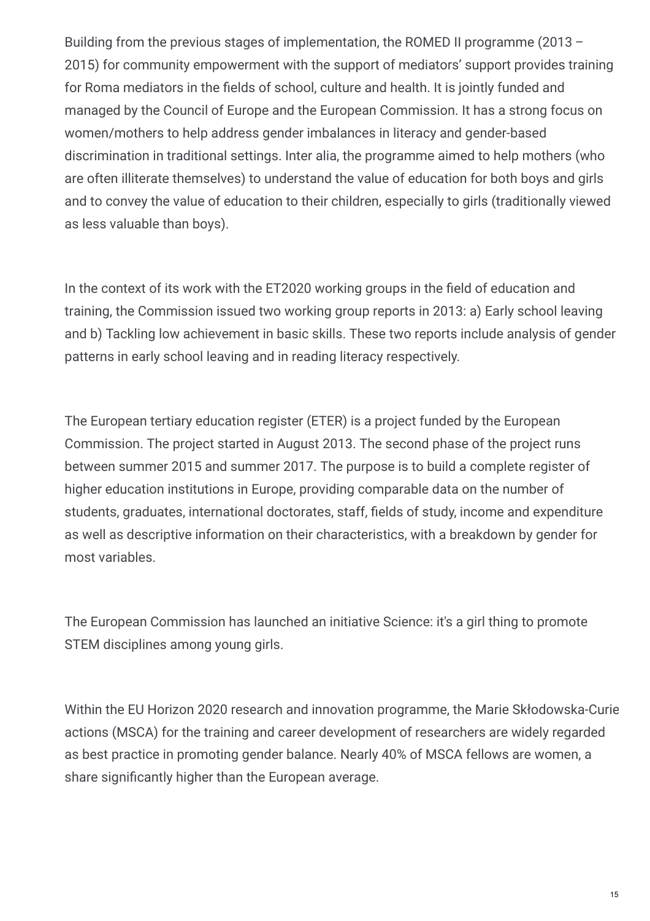Building from the previous stages of implementation, the ROMED II programme (2013 – 2015) for community empowerment with the support of mediators' support provides training for Roma mediators in the fields of school, culture and health. It is jointly funded and managed by the Council of Europe and the European Commission. It has a strong focus on women/mothers to help address gender imbalances in literacy and gender-based discrimination in traditional settings. Inter alia, the programme aimed to help mothers (who are often illiterate themselves) to understand the value of education for both boys and girls and to convey the value of education to their children, especially to girls (traditionally viewed as less valuable than boys).

In the context of its work with the ET2020 working groups in the field of education and training, the Commission issued two working group reports in 2013: a) Early school leaving and b) Tackling low achievement in basic skills. These two reports include analysis of gender patterns in early school leaving and in reading literacy respectively.

The European tertiary education register (ETER) is a project funded by the European Commission. The project started in August 2013. The second phase of the project runs between summer 2015 and summer 2017. The purpose is to build a complete register of higher education institutions in Europe, providing comparable data on the number of students, graduates, international doctorates, staff, fields of study, income and expenditure as well as descriptive information on their characteristics, with a breakdown by gender for most variables.

The European Commission has launched an initiative Science: it's a girl thing to promote STEM disciplines among young girls.

Within the EU Horizon 2020 research and innovation programme, the Marie Skłodowska-Curie actions (MSCA) for the training and career development of researchers are widely regarded as best practice in promoting gender balance. Nearly 40% of MSCA fellows are women, a share significantly higher than the European average.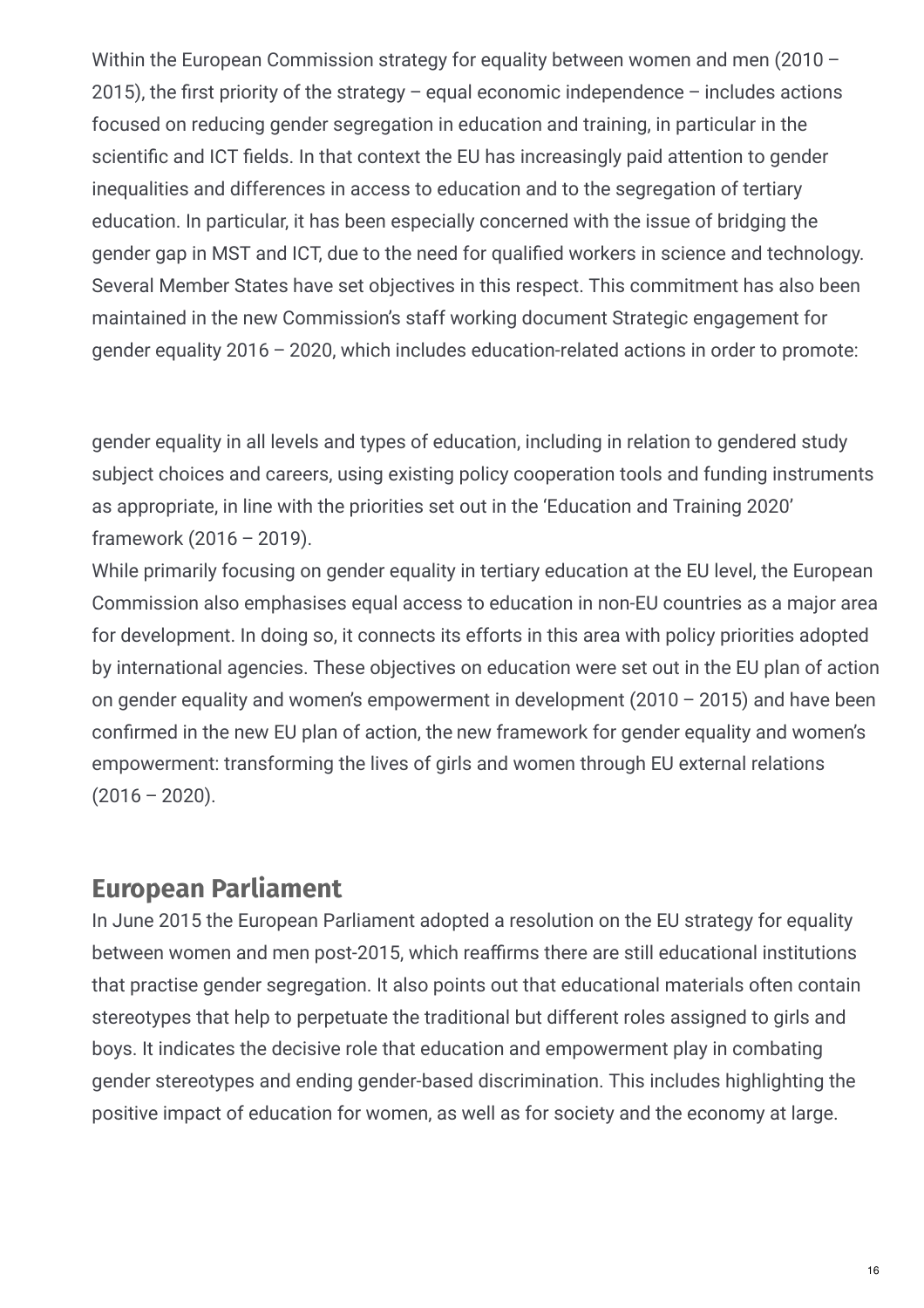Within the European Commission strategy for equality between women and men (2010 – 2015), the first priority of the strategy – equal economic independence – includes actions focused on reducing gender segregation in education and training, in particular in the scientific and ICT fields. In that context the EU has increasingly paid attention to gender inequalities and differences in access to education and to the segregation of tertiary education. In particular, it has been especially concerned with the issue of bridging the gender gap in MST and ICT, due to the need for qualified workers in science and technology. Several Member States have set objectives in this respect. This commitment has also been maintained in the new Commission's staff working document Strategic engagement for gender equality 2016 – 2020, which includes education-related actions in order to promote:

gender equality in all levels and types of education, including in relation to gendered study subject choices and careers, using existing policy cooperation tools and funding instruments as appropriate, in line with the priorities set out in the 'Education and Training 2020' framework (2016 – 2019).

While primarily focusing on gender equality in tertiary education at the EU level, the European Commission also emphasises equal access to education in non-EU countries as a major area for development. In doing so, it connects its efforts in this area with policy priorities adopted by international agencies. These objectives on education were set out in the EU plan of action on gender equality and women's empowerment in development (2010 – 2015) and have been confirmed in the new EU plan of action, the new framework for gender equality and women's empowerment: transforming the lives of girls and women through EU external relations (2016 – 2020).

## European Parliament

In June 2015 the European Parliament adopted a resolution on the EU strategy for equality between women and men post-2015, which reaffirms there are still educational institutions that practise gender segregation. It also points out that educational materials often contain stereotypes that help to perpetuate the traditional but different roles assigned to girls and boys. It indicates the decisive role that education and empowerment play in combating gender stereotypes and ending gender-based discrimination. This includes highlighting the positive impact of education for women, as well as for society and the economy at large.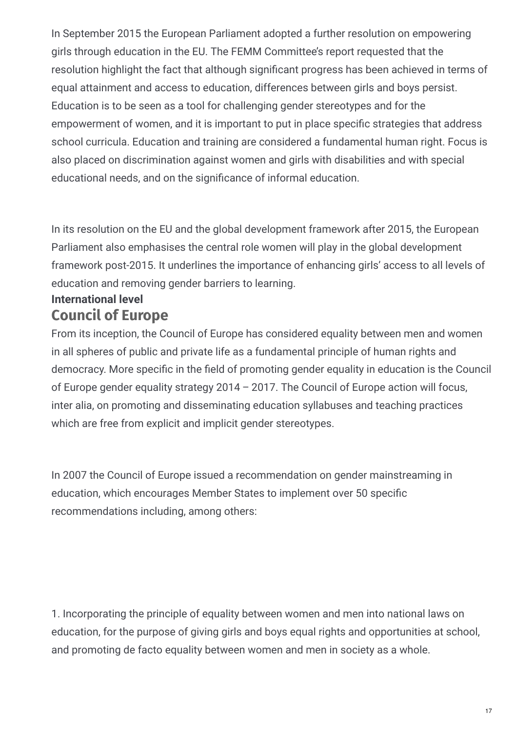In September 2015 the European Parliament adopted a further resolution on empowering girls through education in the EU. The FEMM Committee's report requested that the resolution highlight the fact that although significant progress has been achieved in terms of equal attainment and access to education, differences between girls and boys persist. Education is to be seen as a tool for challenging gender stereotypes and for the empowerment of women, and it is important to put in place specific strategies that address school curricula. Education and training are considered a fundamental human right. Focus is also placed on discrimination against women and girls with disabilities and with special educational needs, and on the significance of informal education.

In its resolution on the EU and the global development framework after 2015, the European Parliament also emphasises the central role women will play in the global development framework post-2015. It underlines the importance of enhancing girls' access to all levels of education and removing gender barriers to learning.

**International level**

## Council of Europe

From its inception, the Council of Europe has considered equality between men and women in all spheres of public and private life as a fundamental principle of human rights and democracy. More specific in the field of promoting gender equality in education is the Council of Europe gender equality strategy 2014 – 2017. The Council of Europe action will focus, inter alia, on promoting and disseminating education syllabuses and teaching practices which are free from explicit and implicit gender stereotypes.

In 2007 the Council of Europe issued a recommendation on gender mainstreaming in education, which encourages Member States to implement over 50 specific recommendations including, among others:

1. Incorporating the principle of equality between women and men into national laws on education, for the purpose of giving girls and boys equal rights and opportunities at school, and promoting de facto equality between women and men in society as a whole.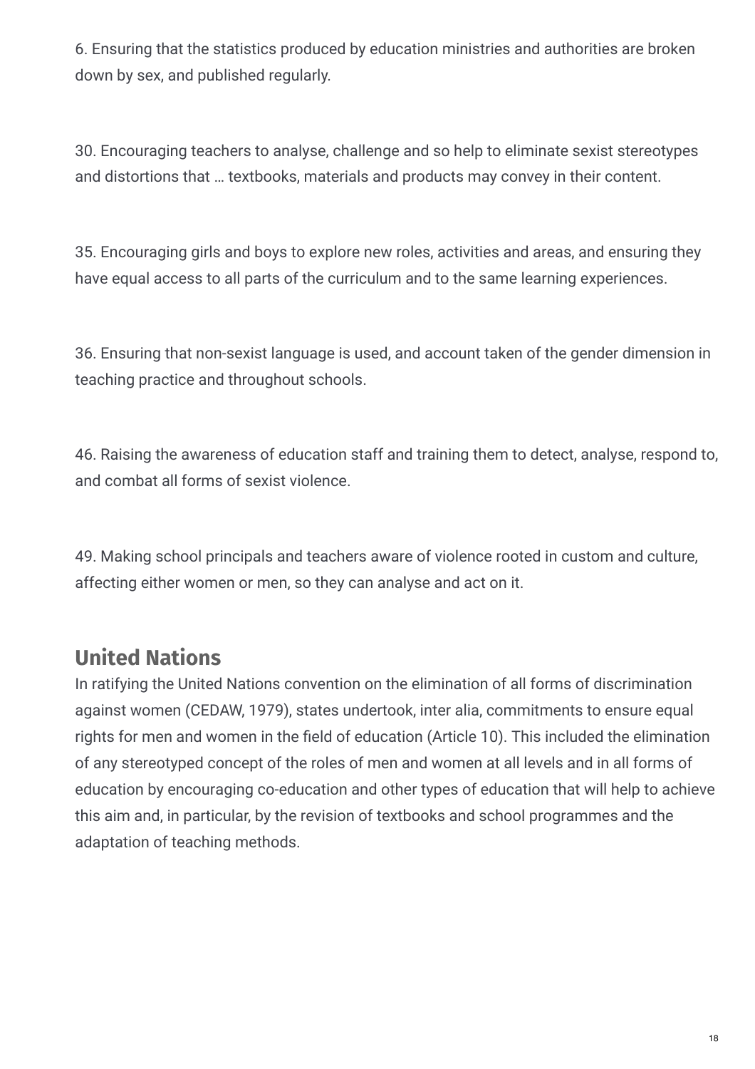6. Ensuring that the statistics produced by education ministries and authorities are broken down by sex, and published regularly.

30. Encouraging teachers to analyse, challenge and so help to eliminate sexist stereotypes and distortions that … textbooks, materials and products may convey in their content.

35. Encouraging girls and boys to explore new roles, activities and areas, and ensuring they have equal access to all parts of the curriculum and to the same learning experiences.

36. Ensuring that non-sexist language is used, and account taken of the gender dimension in teaching practice and throughout schools.

46. Raising the awareness of education staff and training them to detect, analyse, respond to, and combat all forms of sexist violence.

49. Making school principals and teachers aware of violence rooted in custom and culture, affecting either women or men, so they can analyse and act on it.

## United Nations

In ratifying the United Nations convention on the elimination of all forms of discrimination against women (CEDAW, 1979), states undertook, inter alia, commitments to ensure equal rights for men and women in the field of education (Article 10). This included the elimination of any stereotyped concept of the roles of men and women at all levels and in all forms of education by encouraging co-education and other types of education that will help to achieve this aim and, in particular, by the revision of textbooks and school programmes and the adaptation of teaching methods.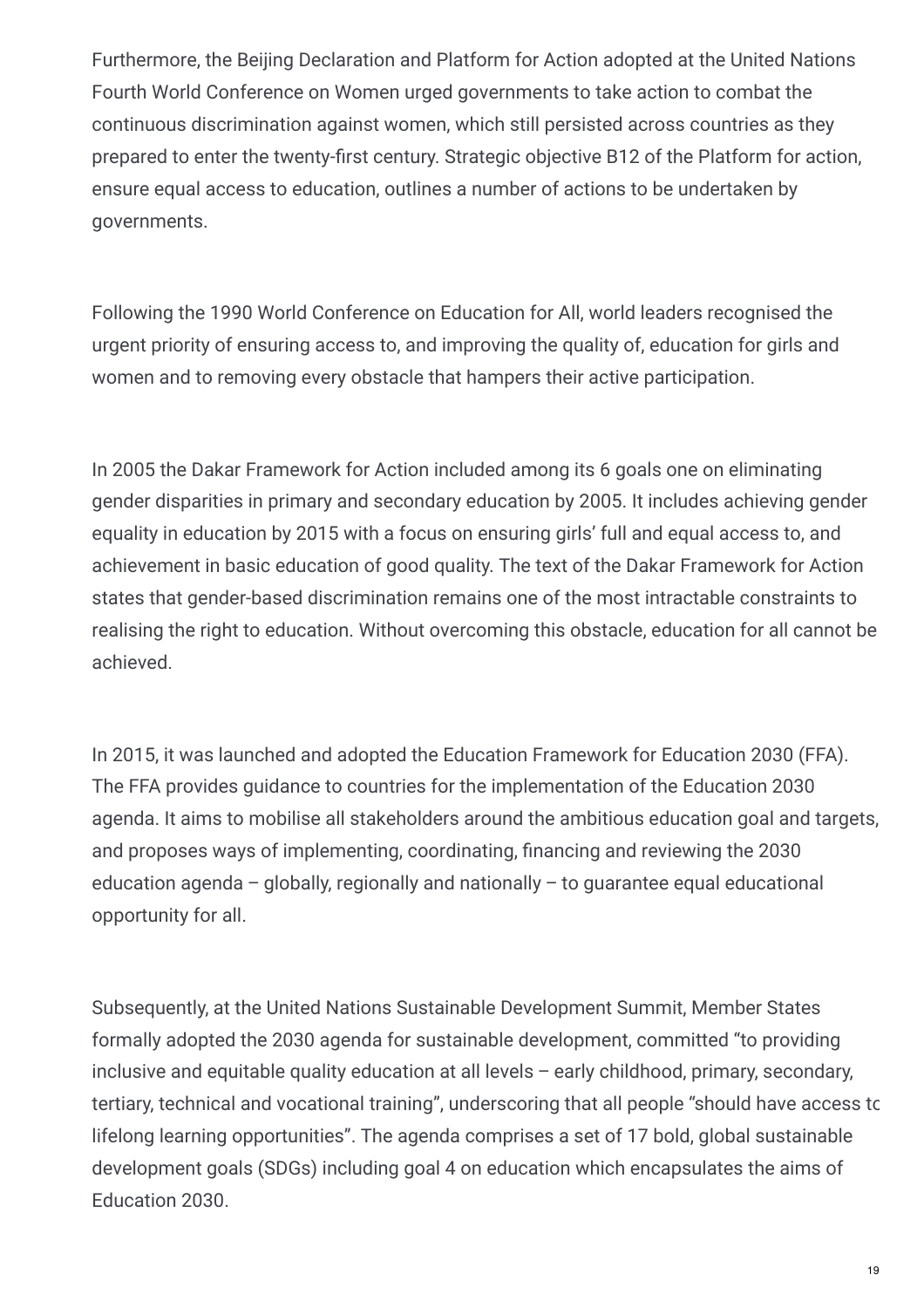Furthermore, the Beijing Declaration and Platform for Action adopted at the United Nations Fourth World Conference on Women urged governments to take action to combat the continuous discrimination against women, which still persisted across countries as they prepared to enter the twenty-first century. Strategic objective B12 of the Platform for action, ensure equal access to education, outlines a number of actions to be undertaken by governments.

Following the 1990 World Conference on Education for All, world leaders recognised the urgent priority of ensuring access to, and improving the quality of, education for girls and women and to removing every obstacle that hampers their active participation.

In 2005 the Dakar Framework for Action included among its 6 goals one on eliminating gender disparities in primary and secondary education by 2005. It includes achieving gender equality in education by 2015 with a focus on ensuring girls' full and equal access to, and achievement in basic education of good quality. The text of the Dakar Framework for Action states that gender-based discrimination remains one of the most intractable constraints to realising the right to education. Without overcoming this obstacle, education for all cannot be achieved.

In 2015, it was launched and adopted the Education Framework for Education 2030 (FFA). The FFA provides guidance to countries for the implementation of the Education 2030 agenda. It aims to mobilise all stakeholders around the ambitious education goal and targets, and proposes ways of implementing, coordinating, financing and reviewing the 2030 education agenda – globally, regionally and nationally – to guarantee equal educational opportunity for all.

Subsequently, at the United Nations Sustainable Development Summit, Member States formally adopted the 2030 agenda for sustainable development, committed "to providing inclusive and equitable quality education at all levels – early childhood, primary, secondary, tertiary, technical and vocational training", underscoring that all people "should have access to lifelong learning opportunities". The agenda comprises a set of 17 bold, global sustainable development goals (SDGs) including goal 4 on education which encapsulates the aims of Education 2030.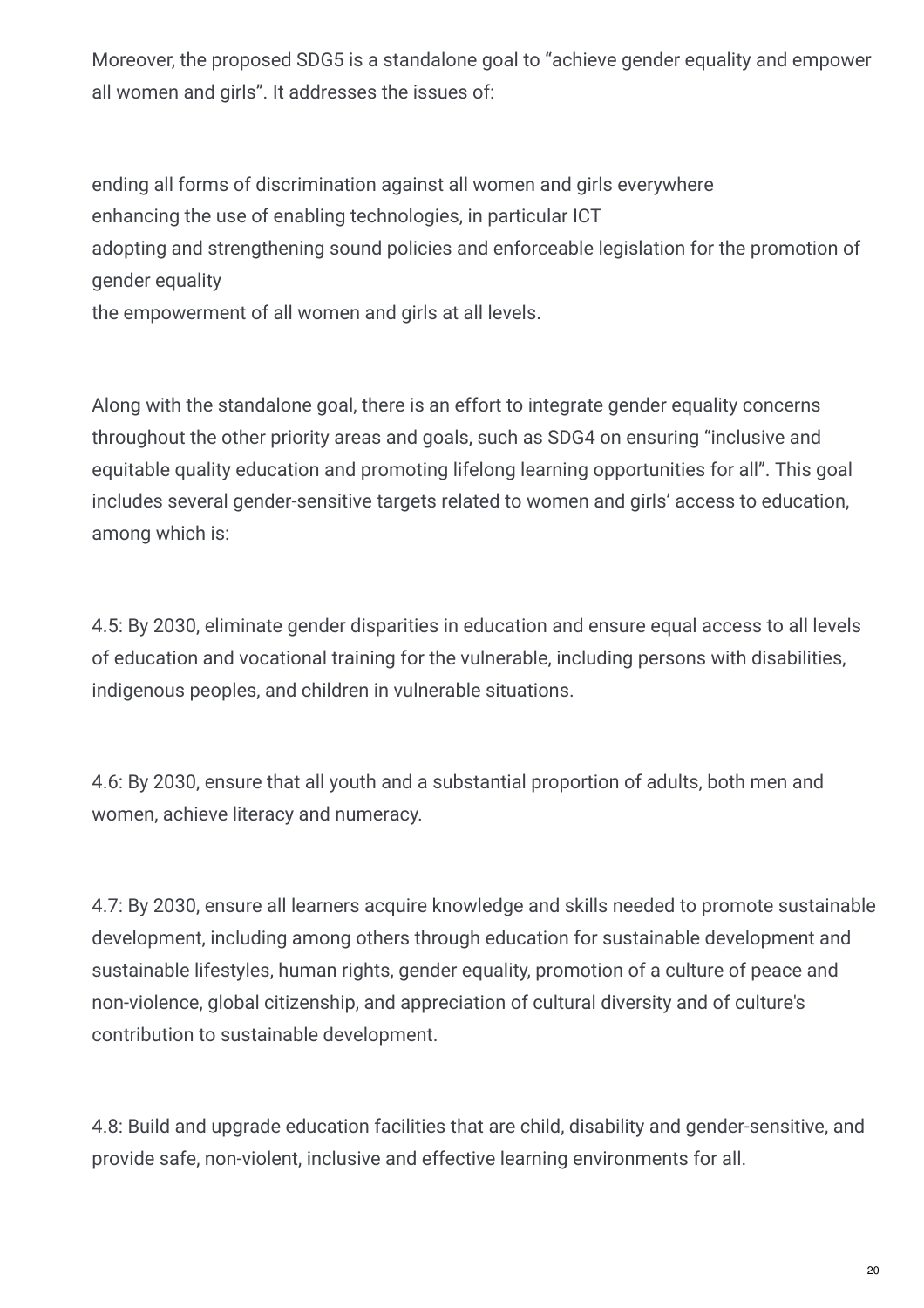Moreover, the proposed SDG5 is a standalone goal to “achieve gender equality and empower all women and girls”. It addresses the issues of:

- ending all forms of discrimination against all women and girls everywhere
- enhancing the use of enabling technologies, in particular ICT
- adopting and strengthening sound policies and enforceable legislation for the promotion of gender equality
- the empowerment of all women and girls at all levels.

Along with the standalone goal, there is an effort to integrate gender equality concerns throughout the other priority areas and goals, such as SDG4 on ensuring “inclusive and equitable quality education and promoting lifelong learning opportunities for all”. This goal includes several gender-sensitive targets related to women and girls’ access to education, among which is:

4.5: By 2030, eliminate gender disparities in education and ensure equal access to all levels of education and vocational training for the vulnerable, including persons with disabilities, indigenous peoples, and children in vulnerable situations.

4.6: By 2030, ensure that all youth and a substantial proportion of adults, both men and women, achieve literacy and numeracy.

4.7: By 2030, ensure all learners acquire knowledge and skills needed to promote sustainable development, including among others through education for sustainable development and sustainable lifestyles, human rights, gender equality, promotion of a culture of peace and non-violence, global citizenship, and appreciation of cultural diversity and of culture's contribution to sustainable development.

4.8: Build and upgrade education facilities that are child, disability and gender-sensitive, and provide safe, non-violent, inclusive and effective learning environments for all.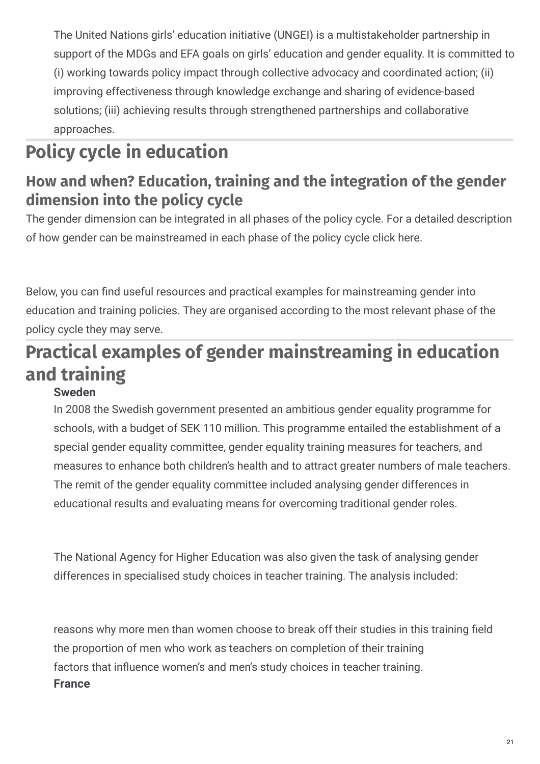The United Nations girls' education initiative (UNGEI) is a multistakeholder partnership in support of the MDGs and EFA goals on girls' education and gender equality. It is committed to (i) working towards policy impact through collective advocacy and coordinated action; (ii) improving effectiveness through knowledge exchange and sharing of evidence-based solutions; (iii) achieving results through strengthened partnerships and collaborative approaches.

# Policy cycle in education

## How and when? Education, training and the integration of the gender dimension into the policy cycle

The gender dimension can be integrated in all phases of the policy cycle. For a detailed description of how gender can be mainstreamed in each phase of the policy cycle click here.

Below, you can find useful resources and practical examples for mainstreaming gender into education and training policies. They are organised according to the most relevant phase of the policy cycle they may serve.

# Practical examples of gender mainstreaming in education and training

**Sweden**

In 2008 the Swedish government presented an ambitious gender equality programme for schools, with a budget of SEK 110 million. This programme entailed the establishment of a special gender equality committee, gender equality training measures for teachers, and measures to enhance both children's health and to attract greater numbers of male teachers. The remit of the gender equality committee included analysing gender differences in educational results and evaluating means for overcoming traditional gender roles.

The National Agency for Higher Education was also given the task of analysing gender differences in specialised study choices in teacher training. The analysis included:

- reasons why more men than women choose to break off their studies in this training field
- the proportion of men who work as teachers on completion of their training
- factors that influence women's and men's study choices in teacher training.

**France**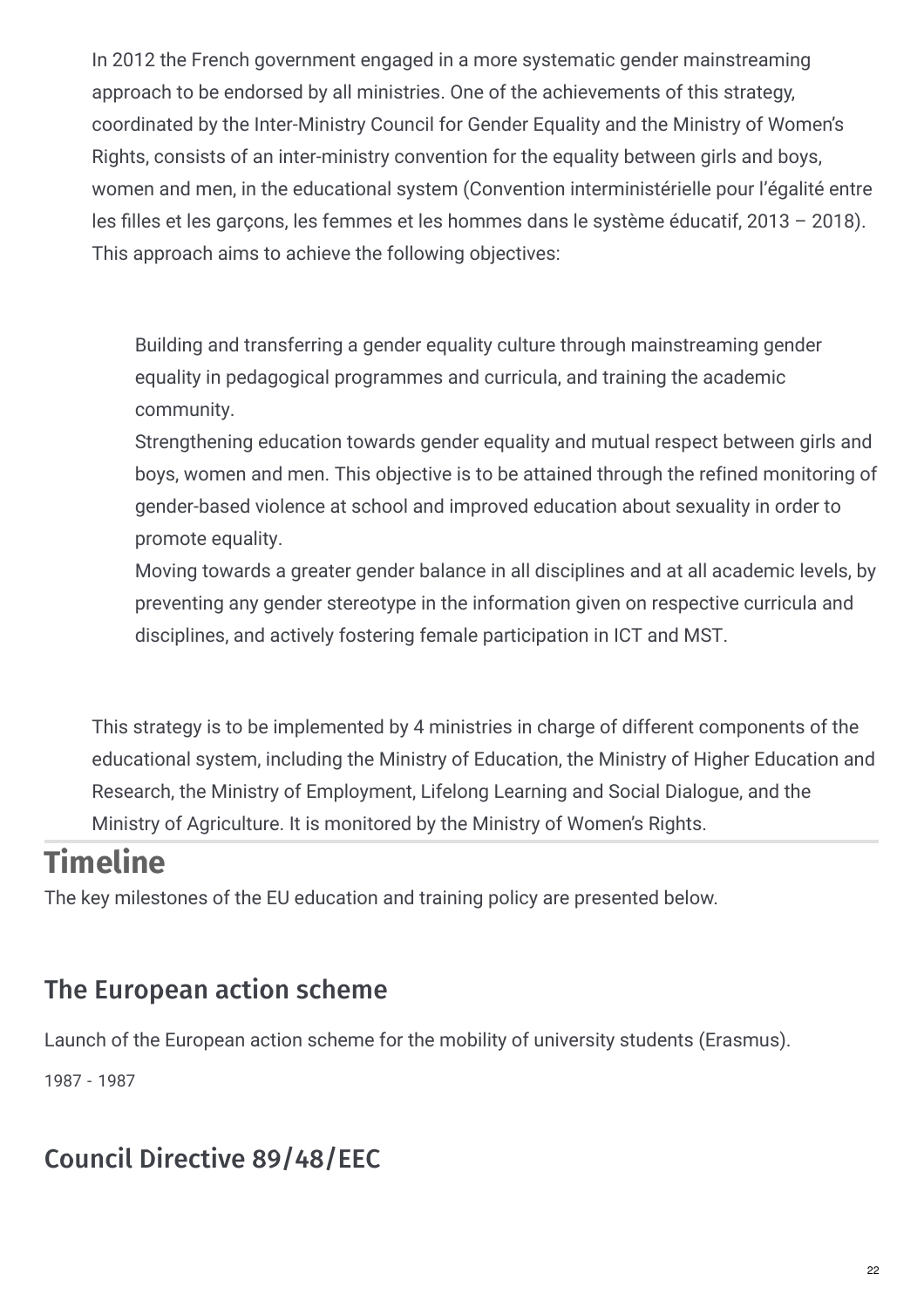In 2012 the French government engaged in a more systematic gender mainstreaming approach to be endorsed by all ministries. One of the achievements of this strategy, coordinated by the Inter-Ministry Council for Gender Equality and the Ministry of Women's Rights, consists of an inter-ministry convention for the equality between girls and boys, women and men, in the educational system (Convention interministérielle pour l'égalité entre les filles et les garçons, les femmes et les hommes dans le système éducatif, 2013 – 2018). This approach aims to achieve the following objectives:

- Building and transferring a gender equality culture through mainstreaming gender equality in pedagogical programmes and curricula, and training the academic community.
- Strengthening education towards gender equality and mutual respect between girls and boys, women and men. This objective is to be attained through the refined monitoring of gender-based violence at school and improved education about sexuality in order to promote equality.
- Moving towards a greater gender balance in all disciplines and at all academic levels, by preventing any gender stereotype in the information given on respective curricula and disciplines, and actively fostering female participation in ICT and MST.

This strategy is to be implemented by 4 ministries in charge of different components of the educational system, including the Ministry of Education, the Ministry of Higher Education and Research, the Ministry of Employment, Lifelong Learning and Social Dialogue, and the Ministry of Agriculture. It is monitored by the Ministry of Women's Rights.

# Timeline

The key milestones of the EU education and training policy are presented below.

## The European action scheme

Launch of the European action scheme for the mobility of university students (Erasmus).

1987 - 1987

## Council Directive 89/48/EEC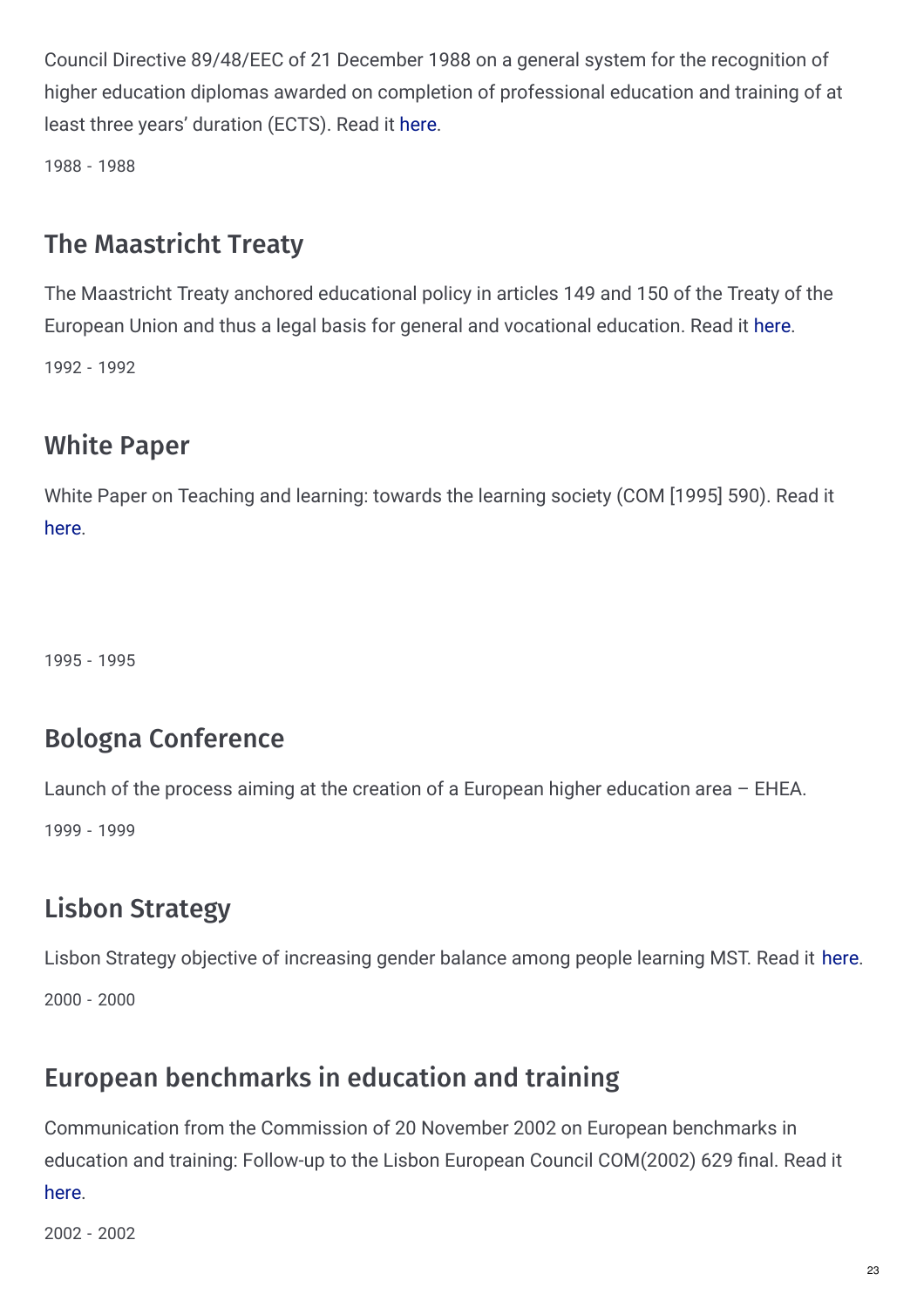Council Directive 89/48/EEC of 21 December 1988 on a general system for the recognition of higher education diplomas awarded on completion of professional education and training of at least three years' duration (ECTS). Read it here.

1988 - 1988

## The Maastricht Treaty

The Maastricht Treaty anchored educational policy in articles 149 and 150 of the Treaty of the European Union and thus a legal basis for general and vocational education. Read it here.

1992 - 1992

## White Paper

White Paper on Teaching and learning: towards the learning society (COM [1995] 590). Read it here.

1995 - 1995

## Bologna Conference

Launch of the process aiming at the creation of a European higher education area – EHEA.

1999 - 1999

## Lisbon Strategy

Lisbon Strategy objective of increasing gender balance among people learning MST. Read it here.

2000 - 2000

## European benchmarks in education and training

Communication from the Commission of 20 November 2002 on European benchmarks in education and training: Follow-up to the Lisbon European Council COM(2002) 629 final. Read it here.

2002 - 2002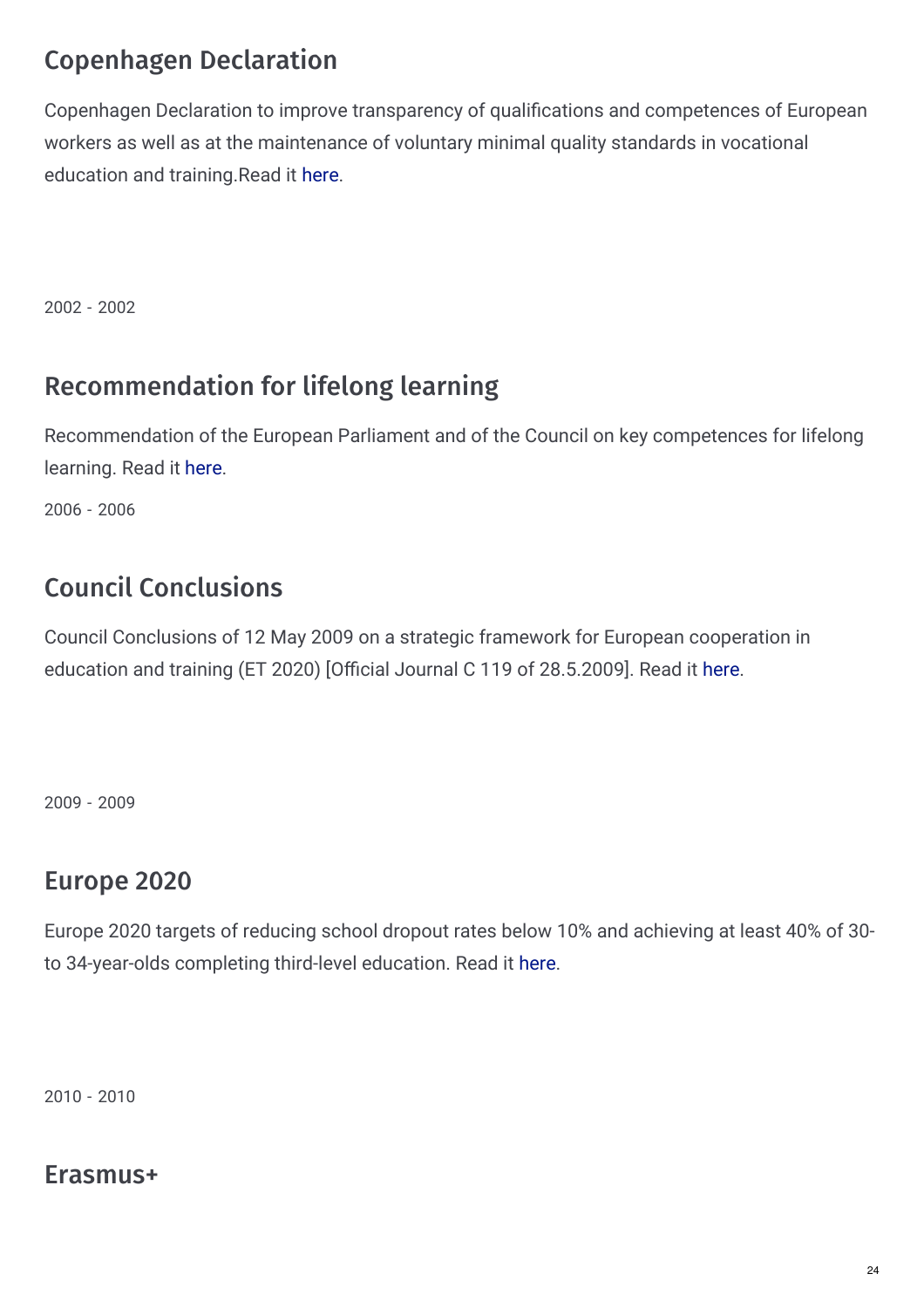## Copenhagen Declaration

Copenhagen Declaration to improve transparency of qualifications and competences of European workers as well as at the maintenance of voluntary minimal quality standards in vocational education and training.Read it here.

2002 - 2002

## Recommendation for lifelong learning

Recommendation of the European Parliament and of the Council on key competences for lifelong learning. Read it here.

2006 - 2006

## Council Conclusions

Council Conclusions of 12 May 2009 on a strategic framework for European cooperation in education and training (ET 2020) [Official Journal C 119 of 28.5.2009]. Read it here.

2009 - 2009

## Europe 2020

Europe 2020 targets of reducing school dropout rates below 10% and achieving at least 40% of 30- to 34-year-olds completing third-level education. Read it here.

2010 - 2010

## Erasmus+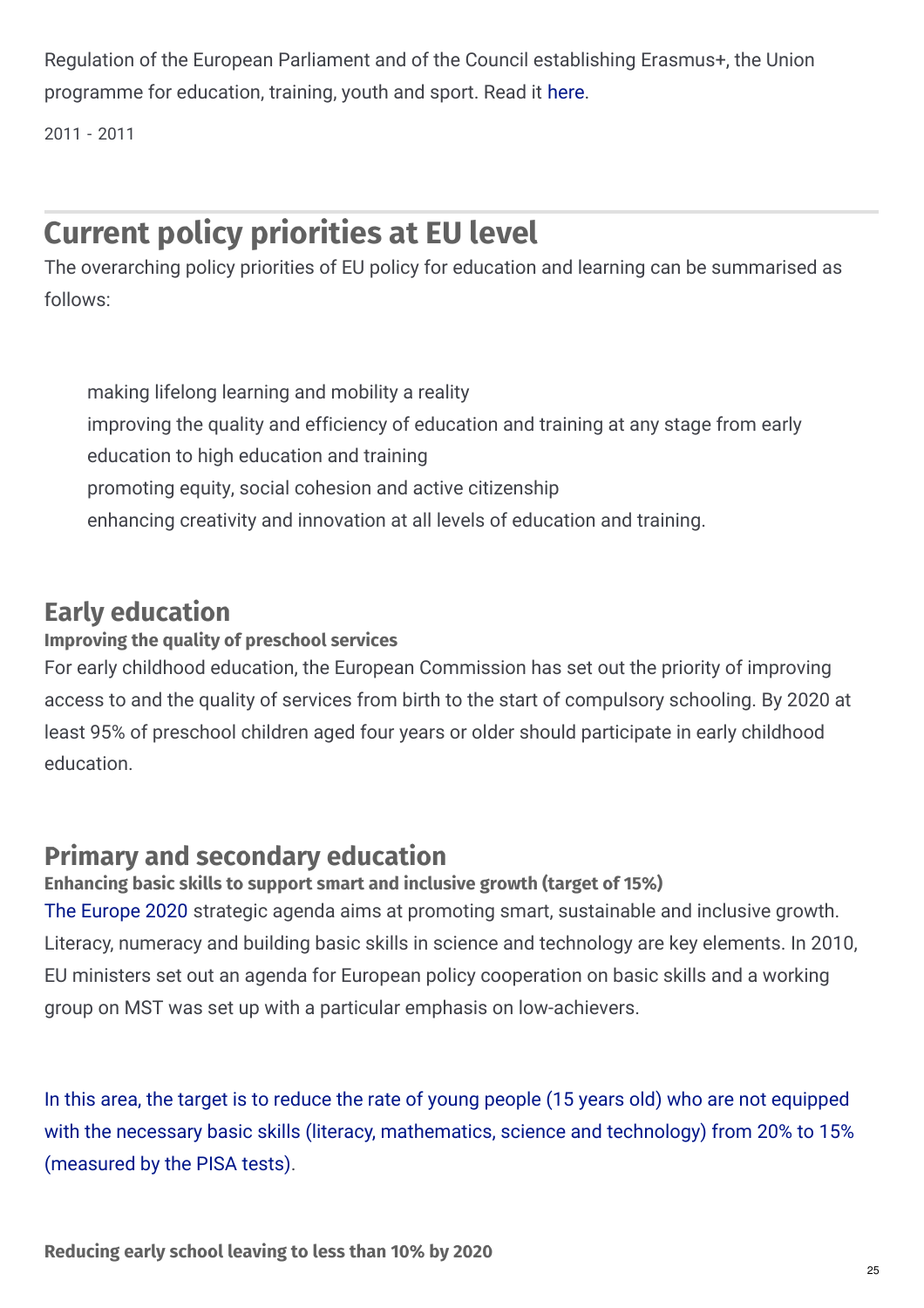Regulation of the European Parliament and of the Council establishing Erasmus+, the Union programme for education, training, youth and sport. Read it here.

2011 - 2011

## Current policy priorities at EU level

The overarching policy priorities of EU policy for education and learning can be summarised as follows:

- making lifelong learning and mobility a reality
- improving the quality and efficiency of education and training at any stage from early education to high education and training
- promoting equity, social cohesion and active citizenship
- enhancing creativity and innovation at all levels of education and training.

### Early education

**Improving the quality of preschool services**

For early childhood education, the European Commission has set out the priority of improving access to and the quality of services from birth to the start of compulsory schooling. By 2020 at least 95% of preschool children aged four years or older should participate in early childhood education.

### Primary and secondary education

**Enhancing basic skills to support smart and inclusive growth (target of 15%)**

The Europe 2020 strategic agenda aims at promoting smart, sustainable and inclusive growth. Literacy, numeracy and building basic skills in science and technology are key elements. In 2010, EU ministers set out an agenda for European policy cooperation on basic skills and a working group on MST was set up with a particular emphasis on low-achievers.

In this area, the target is to reduce the rate of young people (15 years old) who are not equipped with the necessary basic skills (literacy, mathematics, science and technology) from 20% to 15% (measured by the PISA tests).

**Reducing early school leaving to less than 10% by 2020**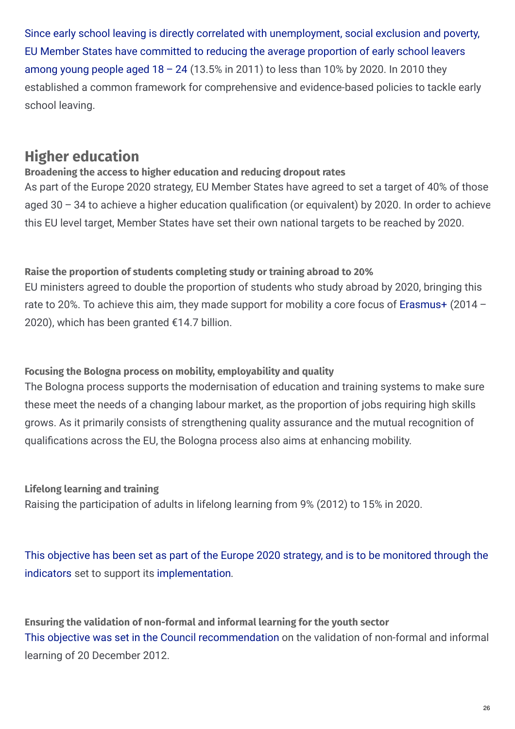Since early school leaving is directly correlated with unemployment, social exclusion and poverty, EU Member States have committed to reducing the average proportion of early school leavers among young people aged 18 – 24 (13.5% in 2011) to less than 10% by 2020. In 2010 they established a common framework for comprehensive and evidence-based policies to tackle early school leaving.

## Higher education

**Broadening the access to higher education and reducing dropout rates**

As part of the Europe 2020 strategy, EU Member States have agreed to set a target of 40% of those aged 30 – 34 to achieve a higher education qualification (or equivalent) by 2020. In order to achieve this EU level target, Member States have set their own national targets to be reached by 2020.

**Raise the proportion of students completing study or training abroad to 20%**

EU ministers agreed to double the proportion of students who study abroad by 2020, bringing this rate to 20%. To achieve this aim, they made support for mobility a core focus of Erasmus+ (2014 – 2020), which has been granted €14.7 billion.

**Focusing the Bologna process on mobility, employability and quality**

The Bologna process supports the modernisation of education and training systems to make sure these meet the needs of a changing labour market, as the proportion of jobs requiring high skills grows. As it primarily consists of strengthening quality assurance and the mutual recognition of qualifications across the EU, the Bologna process also aims at enhancing mobility.

**Lifelong learning and training**

Raising the participation of adults in lifelong learning from 9% (2012) to 15% in 2020.

This objective has been set as part of the Europe 2020 strategy, and is to be monitored through the indicators set to support its implementation.

**Ensuring the validation of non-formal and informal learning for the youth sector**

This objective was set in the Council recommendation on the validation of non-formal and informal learning of 20 December 2012.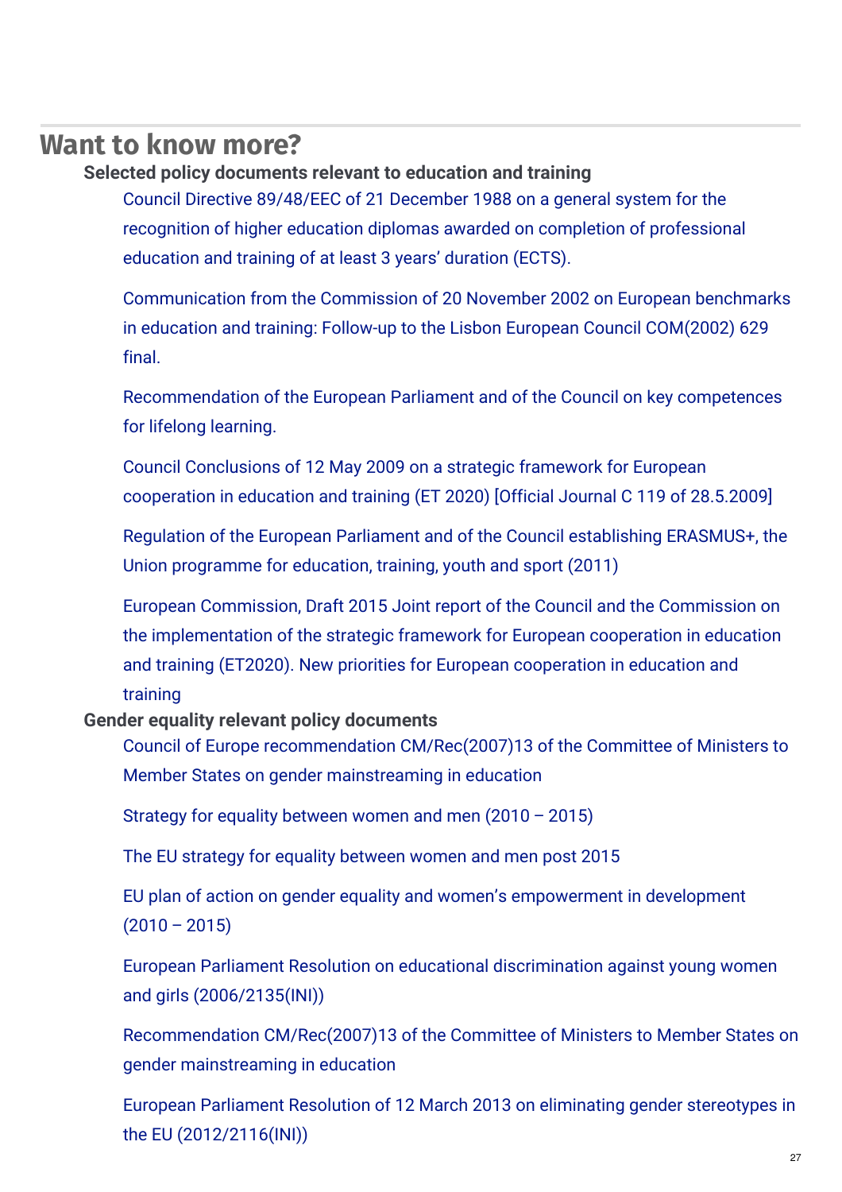## Want to know more?

### Selected policy documents relevant to education and training

Council Directive 89/48/EEC of 21 December 1988 on a general system for the recognition of higher education diplomas awarded on completion of professional education and training of at least 3 years' duration (ECTS).

Communication from the Commission of 20 November 2002 on European benchmarks in education and training: Follow-up to the Lisbon European Council COM(2002) 629 final.

Recommendation of the European Parliament and of the Council on key competences for lifelong learning.

Council Conclusions of 12 May 2009 on a strategic framework for European cooperation in education and training (ET 2020) [Official Journal C 119 of 28.5.2009]

Regulation of the European Parliament and of the Council establishing ERASMUS+, the Union programme for education, training, youth and sport (2011)

European Commission, Draft 2015 Joint report of the Council and the Commission on the implementation of the strategic framework for European cooperation in education and training (ET2020). New priorities for European cooperation in education and training

### Gender equality relevant policy documents

Council of Europe recommendation CM/Rec(2007)13 of the Committee of Ministers to Member States on gender mainstreaming in education

Strategy for equality between women and men (2010 – 2015)

The EU strategy for equality between women and men post 2015

EU plan of action on gender equality and women's empowerment in development (2010 – 2015)

European Parliament Resolution on educational discrimination against young women and girls (2006/2135(INI))

Recommendation CM/Rec(2007)13 of the Committee of Ministers to Member States on gender mainstreaming in education

European Parliament Resolution of 12 March 2013 on eliminating gender stereotypes in the EU (2012/2116(INI))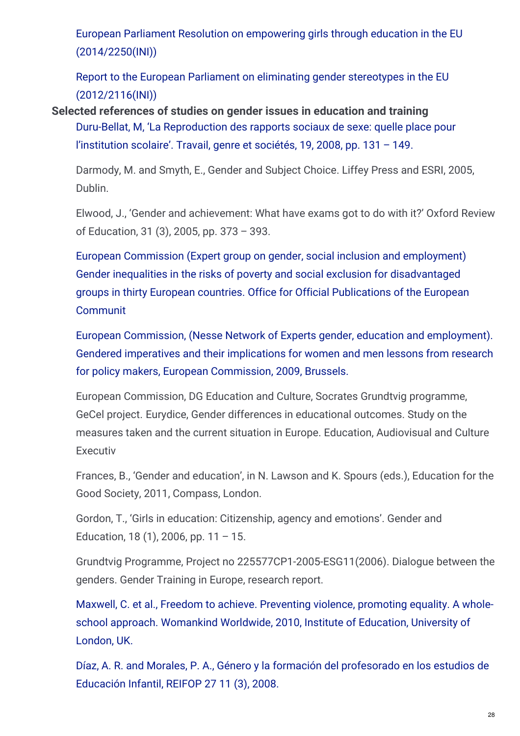European Parliament Resolution on empowering girls through education in the EU (2014/2250(INI))

Report to the European Parliament on eliminating gender stereotypes in the EU (2012/2116(INI))

**Selected references of studies on gender issues in education and training**

Duru-Bellat, M, 'La Reproduction des rapports sociaux de sexe: quelle place pour l'institution scolaire'. Travail, genre et sociétés, 19, 2008, pp. 131 – 149.

Darmody, M. and Smyth, E., Gender and Subject Choice. Liffey Press and ESRI, 2005, Dublin.

Elwood, J., 'Gender and achievement: What have exams got to do with it?' Oxford Review of Education, 31 (3), 2005, pp. 373 – 393.

European Commission (Expert group on gender, social inclusion and employment) Gender inequalities in the risks of poverty and social exclusion for disadvantaged groups in thirty European countries. Office for Official Publications of the European Communit

European Commission, (Nesse Network of Experts gender, education and employment). Gendered imperatives and their implications for women and men lessons from research for policy makers, European Commission, 2009, Brussels.

European Commission, DG Education and Culture, Socrates Grundtvig programme, GeCel project. Eurydice, Gender differences in educational outcomes. Study on the measures taken and the current situation in Europe. Education, Audiovisual and Culture Executiv

Frances, B., 'Gender and education', in N. Lawson and K. Spours (eds.), Education for the Good Society, 2011, Compass, London.

Gordon, T., 'Girls in education: Citizenship, agency and emotions'. Gender and Education, 18 (1), 2006, pp. 11 – 15.

Grundtvig Programme, Project no 225577CP1-2005-ESG11(2006). Dialogue between the genders. Gender Training in Europe, research report.

Maxwell, C. et al., Freedom to achieve. Preventing violence, promoting equality. A whole-school approach. Womankind Worldwide, 2010, Institute of Education, University of London, UK.

Díaz, A. R. and Morales, P. A., Género y la formación del profesorado en los estudios de Educación Infantil, REIFOP 27 11 (3), 2008.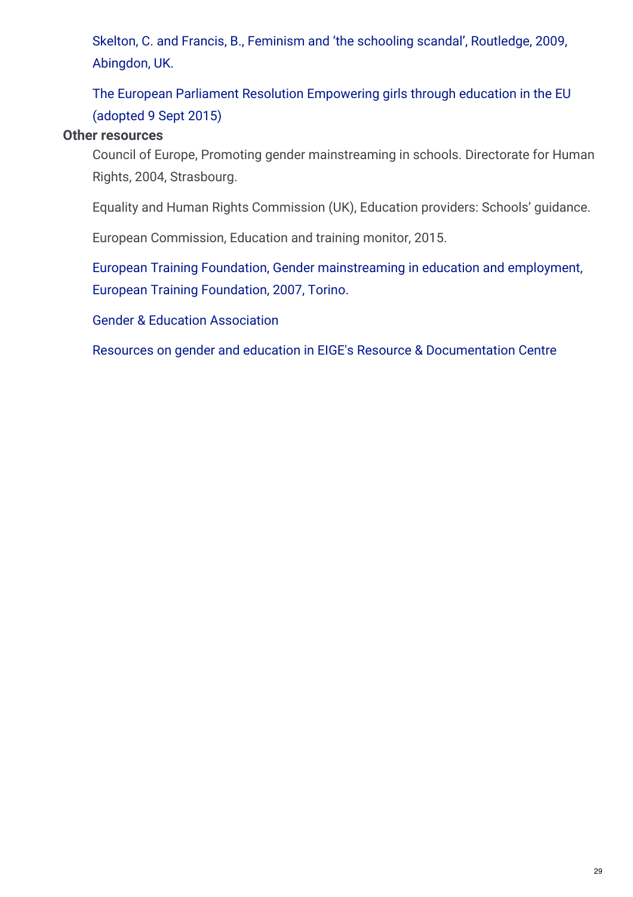Skelton, C. and Francis, B., Feminism and 'the schooling scandal', Routledge, 2009, Abingdon, UK.

The European Parliament Resolution Empowering girls through education in the EU (adopted 9 Sept 2015)

**Other resources**

Council of Europe, Promoting gender mainstreaming in schools. Directorate for Human Rights, 2004, Strasbourg.

Equality and Human Rights Commission (UK), Education providers: Schools' guidance.

European Commission, Education and training monitor, 2015.

European Training Foundation, Gender mainstreaming in education and employment, European Training Foundation, 2007, Torino.

Gender & Education Association

Resources on gender and education in EIGE's Resource & Documentation Centre